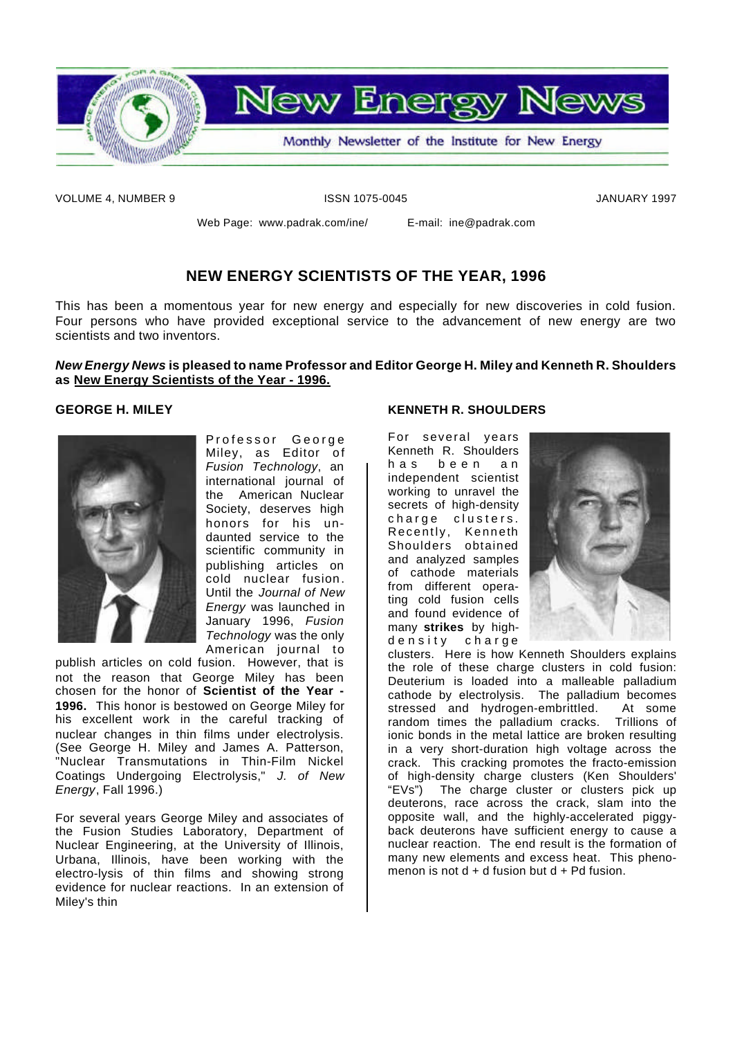# New Energy News

Monthly Newsletter of the Institute for New Energy

VOLUME 4, NUMBER 9 ISSN 1075-0045 JANUARY 1997

Web Page: www.padrak.com/ine/ E-mail: ine@padrak.com

## NEW ENERGY SCIENTISTS OF THE YEAR, 1996

This has been a momentous year for new energy and especially for new discoveries in cold fusion. Four persons who have provided exceptional service to the advancement of new energy are two scientists and two inventors.

***New Energy News*** **is pleased to name Professor and Editor George H. Miley and Kenneth R. Shoulders as** **New Energy Scientists of the Year - 1996.**

### GEORGE H. MILEY

Professor George Miley, as Editor of *Fusion Technology*, an international journal of the American Nuclear Society, deserves high honors for his undaunted service to the scientific community in publishing articles on cold nuclear fusion. Until the *Journal of New Energy* was launched in January 1996, *Fusion Technology* was the only American journal to publish articles on cold fusion. However, that is not the reason that George Miley has been chosen for the honor of **Scientist of the Year - 1996.** This honor is bestowed on George Miley for his excellent work in the careful tracking of nuclear changes in thin films under electrolysis. (See George H. Miley and James A. Patterson, "Nuclear Transmutations in Thin-Film Nickel Coatings Undergoing Electrolysis," *J. of New Energy*, Fall 1996.)

For several years George Miley and associates of the Fusion Studies Laboratory, Department of Nuclear Engineering, at the University of Illinois, Urbana, Illinois, have been working with the electro-lysis of thin films and showing strong evidence for nuclear reactions. In an extension of Miley's thin

### KENNETH R. SHOULDERS

For several years Kenneth R. Shoulders has been an independent scientist working to unravel the secrets of high-density charge clusters. Recently, Kenneth Shoulders obtained and analyzed samples of cathode materials from different operating cold fusion cells and found evidence of many **strikes** by high-density charge clusters. Here is how Kenneth Shoulders explains the role of these charge clusters in cold fusion: Deuterium is loaded into a malleable palladium cathode by electrolysis. The palladium becomes stressed and hydrogen-embrittled. At some random times the palladium cracks. Trillions of ionic bonds in the metal lattice are broken resulting in a very short-duration high voltage across the crack. This cracking promotes the fracto-emission of high-density charge clusters (Ken Shoulders' "EVs") The charge cluster or clusters pick up deuterons, race across the crack, slam into the opposite wall, and the highly-accelerated piggy-back deuterons have sufficient energy to cause a nuclear reaction. The end result is the formation of many new elements and excess heat. This phenomenon is not d + d fusion but d + Pd fusion.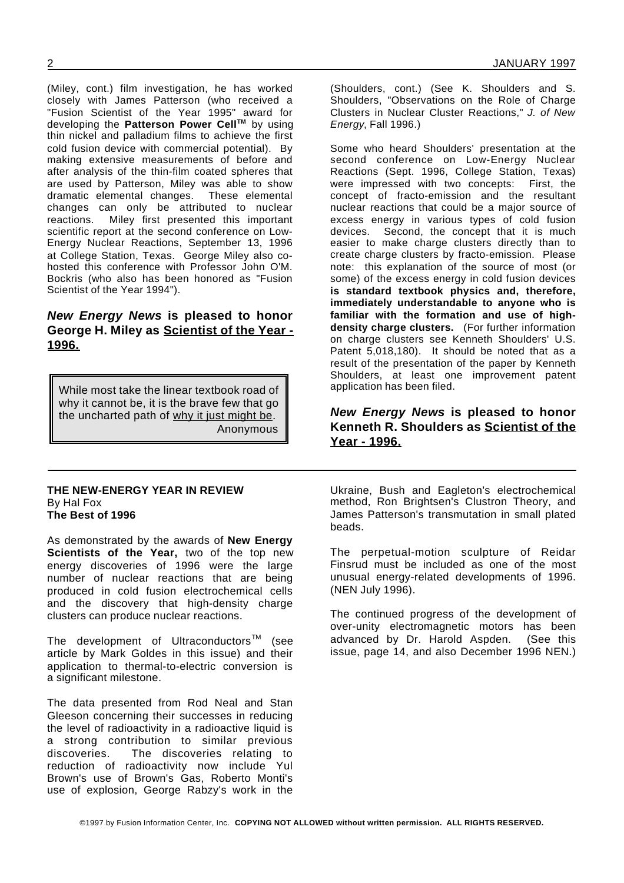(Miley, cont.) film investigation, he has worked closely with James Patterson (who received a "Fusion Scientist of the Year 1995" award for developing the **Patterson Power Cell™** by using thin nickel and palladium films to achieve the first cold fusion device with commercial potential). By making extensive measurements of before and after analysis of the thin-film coated spheres that are used by Patterson, Miley was able to show dramatic elemental changes. These elemental changes can only be attributed to nuclear reactions. Miley first presented this important scientific report at the second conference on Low-Energy Nuclear Reactions, September 13, 1996 at College Station, Texas. George Miley also co-hosted this conference with Professor John O'M. Bockris (who also has been honored as "Fusion Scientist of the Year 1994").

### ***New Energy News*** **is pleased to honor George H. Miley as <u>Scientist of the Year - 1996.</u>**

> While most take the linear textbook road of why it cannot be, it is the brave few that go the uncharted path of <u>why it just might be</u>.
> Anonymous

(Shoulders, cont.) (See K. Shoulders and S. Shoulders, "Observations on the Role of Charge Clusters in Nuclear Cluster Reactions," *J. of New Energy*, Fall 1996.)

Some who heard Shoulders' presentation at the second conference on Low-Energy Nuclear Reactions (Sept. 1996, College Station, Texas) were impressed with two concepts: First, the concept of fracto-emission and the resultant nuclear reactions that could be a major source of excess energy in various types of cold fusion devices. Second, the concept that it is much easier to make charge clusters directly than to create charge clusters by fracto-emission. Please note: this explanation of the source of most (or some) of the excess energy in cold fusion devices **is standard textbook physics and, therefore, immediately understandable to anyone who is familiar with the formation and use of high-density charge clusters.** (For further information on charge clusters see Kenneth Shoulders' U.S. Patent 5,018,180). It should be noted that as a result of the presentation of the paper by Kenneth Shoulders, at least one improvement patent application has been filed.

### ***New Energy News*** **is pleased to honor Kenneth R. Shoulders as <u>Scientist of the Year - 1996.</u>**

---

**THE NEW-ENERGY YEAR IN REVIEW**
By Hal Fox
**The Best of 1996**

As demonstrated by the awards of **New Energy Scientists of the Year,** two of the top new energy discoveries of 1996 were the large number of nuclear reactions that are being produced in cold fusion electrochemical cells and the discovery that high-density charge clusters can produce nuclear reactions.

The development of Ultraconductors™ (see article by Mark Goldes in this issue) and their application to thermal-to-electric conversion is a significant milestone.

The data presented from Rod Neal and Stan Gleeson concerning their successes in reducing the level of radioactivity in a radioactive liquid is a strong contribution to similar previous discoveries. The discoveries relating to reduction of radioactivity now include Yul Brown's use of Brown's Gas, Roberto Monti's use of explosion, George Rabzy's work in the Ukraine, Bush and Eagleton's electrochemical method, Ron Brightsen's Clustron Theory, and James Patterson's transmutation in small plated beads.

The perpetual-motion sculpture of Reidar Finsrud must be included as one of the most unusual energy-related developments of 1996. (NEN July 1996).

The continued progress of the development of over-unity electromagnetic motors has been advanced by Dr. Harold Aspden. (See this issue, page 14, and also December 1996 NEN.)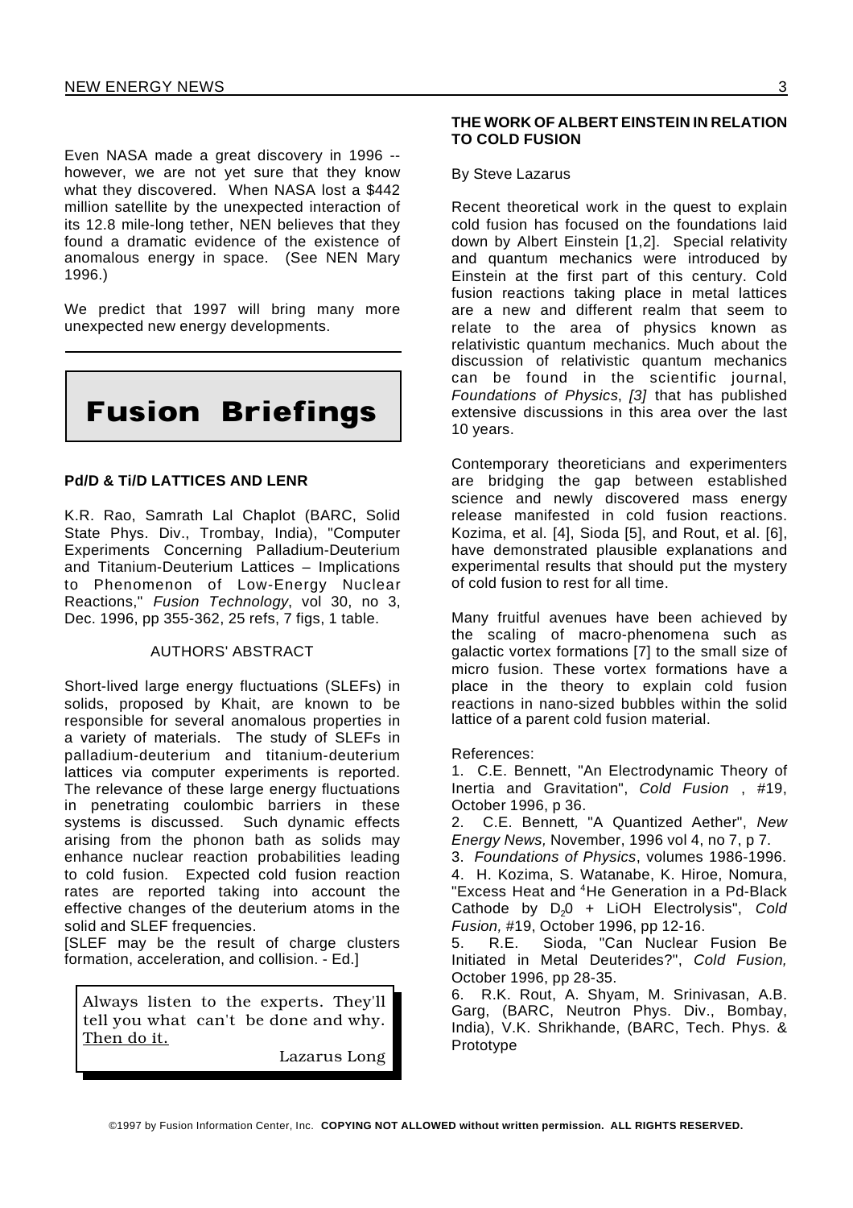Even NASA made a great discovery in 1996 -- however, we are not yet sure that they know what they discovered. When NASA lost a $442 million satellite by the unexpected interaction of its 12.8 mile-long tether, NEN believes that they found a dramatic evidence of the existence of anomalous energy in space. (See NEN Mary 1996.)

We predict that 1997 will bring many more unexpected new energy developments.

# Fusion Briefings

### Pd/D & Ti/D LATTICES AND LENR

K.R. Rao, Samrath Lal Chaplot (BARC, Solid State Phys. Div., Trombay, India), "Computer Experiments Concerning Palladium-Deuterium and Titanium-Deuterium Lattices – Implications to Phenomenon of Low-Energy Nuclear Reactions," *Fusion Technology*, vol 30, no 3, Dec. 1996, pp 355-362, 25 refs, 7 figs, 1 table.

AUTHORS' ABSTRACT

Short-lived large energy fluctuations (SLEFs) in solids, proposed by Khait, are known to be responsible for several anomalous properties in a variety of materials. The study of SLEFs in palladium-deuterium and titanium-deuterium lattices via computer experiments is reported. The relevance of these large energy fluctuations in penetrating coulombic barriers in these systems is discussed. Such dynamic effects arising from the phonon bath as solids may enhance nuclear reaction probabilities leading to cold fusion. Expected cold fusion reaction rates are reported taking into account the effective changes of the deuterium atoms in the solid and SLEF frequencies.

[SLEF may be the result of charge clusters formation, acceleration, and collision. - Ed.]

> Always listen to the experts. They'll tell you what can't be done and why. Then do it.
>
> Lazarus Long

### THE WORK OF ALBERT EINSTEIN IN RELATION TO COLD FUSION

By Steve Lazarus

Recent theoretical work in the quest to explain cold fusion has focused on the foundations laid down by Albert Einstein [1,2]. Special relativity and quantum mechanics were introduced by Einstein at the first part of this century. Cold fusion reactions taking place in metal lattices are a new and different realm that seem to relate to the area of physics known as relativistic quantum mechanics. Much about the discussion of relativistic quantum mechanics can be found in the scientific journal, *Foundations of Physics*, *[3]* that has published extensive discussions in this area over the last 10 years.

Contemporary theoreticians and experimenters are bridging the gap between established science and newly discovered mass energy release manifested in cold fusion reactions. Kozima, et al. [4], Sioda [5], and Rout, et al. [6], have demonstrated plausible explanations and experimental results that should put the mystery of cold fusion to rest for all time.

Many fruitful avenues have been achieved by the scaling of macro-phenomena such as galactic vortex formations [7] to the small size of micro fusion. These vortex formations have a place in the theory to explain cold fusion reactions in nano-sized bubbles within the solid lattice of a parent cold fusion material.

References:

1. C.E. Bennett, "An Electrodynamic Theory of Inertia and Gravitation", *Cold Fusion* , #19, October 1996, p 36.
2. C.E. Bennett, "A Quantized Aether", *New Energy News,* November, 1996 vol 4, no 7, p 7.
3. *Foundations of Physics*, volumes 1986-1996.
4. H. Kozima, S. Watanabe, K. Hiroe, Nomura, "Excess Heat and $^4$He Generation in a Pd-Black Cathode by $D_2O$ + LiOH Electrolysis", *Cold Fusion,* #19, October 1996, pp 12-16.
5. R.E. Sioda, "Can Nuclear Fusion Be Initiated in Metal Deuterides?", *Cold Fusion,* October 1996, pp 28-35.
6. R.K. Rout, A. Shyam, M. Srinivasan, A.B. Garg, (BARC, Neutron Phys. Div., Bombay, India), V.K. Shrikhande, (BARC, Tech. Phys. & Prototype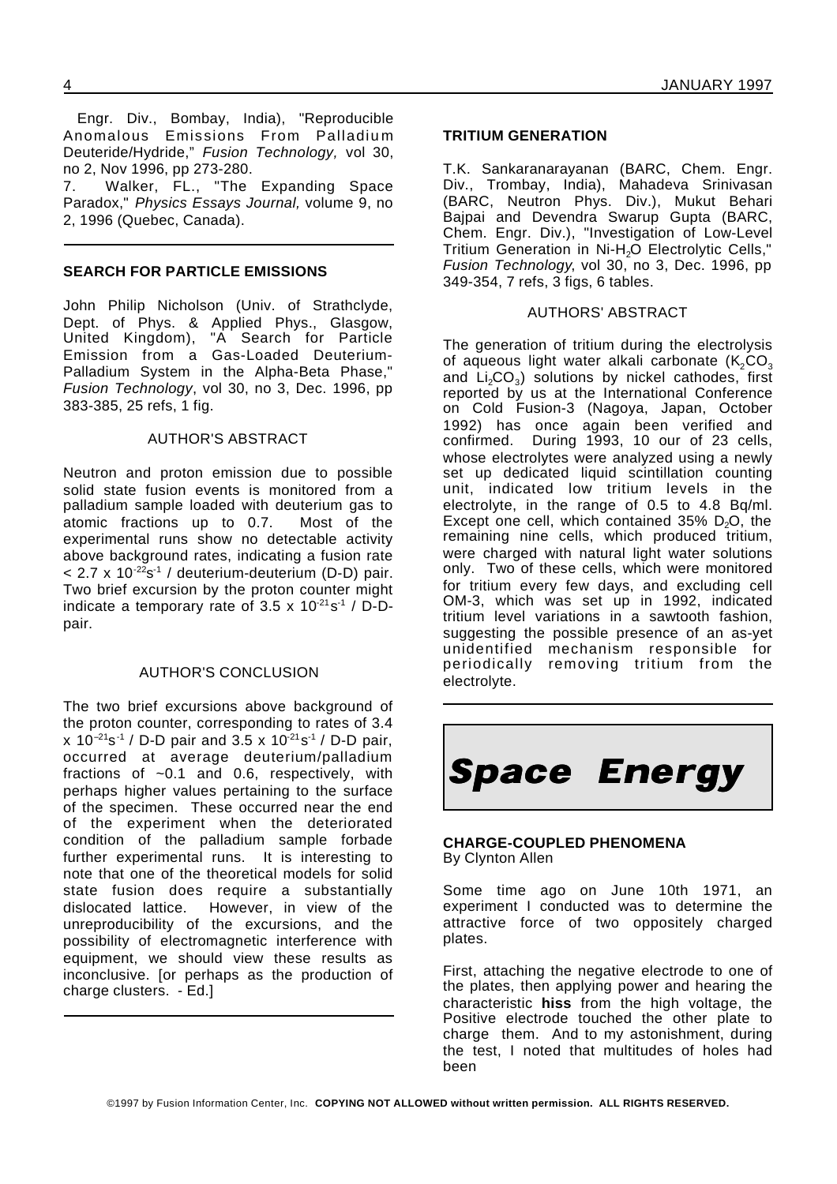Engr. Div., Bombay, India), "Reproducible Anomalous Emissions From Palladium Deuteride/Hydride," *Fusion Technology,* vol 30, no 2, Nov 1996, pp 273-280.

7. Walker, FL., "The Expanding Space Paradox," *Physics Essays Journal,* volume 9, no 2, 1996 (Quebec, Canada).

---

**SEARCH FOR PARTICLE EMISSIONS**

John Philip Nicholson (Univ. of Strathclyde, Dept. of Phys. & Applied Phys., Glasgow, United Kingdom), "A Search for Particle Emission from a Gas-Loaded Deuterium-Palladium System in the Alpha-Beta Phase," *Fusion Technology*, vol 30, no 3, Dec. 1996, pp 383-385, 25 refs, 1 fig.

AUTHOR'S ABSTRACT

Neutron and proton emission due to possible solid state fusion events is monitored from a palladium sample loaded with deuterium gas to atomic fractions up to 0.7. Most of the experimental runs show no detectable activity above background rates, indicating a fusion rate $< 2.7 \times 10^{-22} s^{-1}$ / deuterium-deuterium (D-D) pair. Two brief excursion by the proton counter might indicate a temporary rate of $3.5 \times 10^{-21} s^{-1}$ / D-D-pair.

AUTHOR'S CONCLUSION

The two brief excursions above background of the proton counter, corresponding to rates of 3.4 $\times 10^{-21} s^{-1}$ / D-D pair and $3.5 \times 10^{-21} s^{-1}$ / D-D pair, occurred at average deuterium/palladium fractions of ~0.1 and 0.6, respectively, with perhaps higher values pertaining to the surface of the specimen. These occurred near the end of the experiment when the deteriorated condition of the palladium sample forbade further experimental runs. It is interesting to note that one of the theoretical models for solid state fusion does require a substantially dislocated lattice. However, in view of the unreproducibility of the excursions, and the possibility of electromagnetic interference with equipment, we should view these results as inconclusive. [or perhaps as the production of charge clusters. - Ed.]

---

**TRITIUM GENERATION**

T.K. Sankaranarayanan (BARC, Chem. Engr. Div., Trombay, India), Mahadeva Srinivasan (BARC, Neutron Phys. Div.), Mukut Behari Bajpai and Devendra Swarup Gupta (BARC, Chem. Engr. Div.), "Investigation of Low-Level Tritium Generation in Ni-$H_2O$ Electrolytic Cells," *Fusion Technology*, vol 30, no 3, Dec. 1996, pp 349-354, 7 refs, 3 figs, 6 tables.

AUTHORS' ABSTRACT

The generation of tritium during the electrolysis of aqueous light water alkali carbonate ($K_2CO_3$ and $Li_2CO_3$) solutions by nickel cathodes, first reported by us at the International Conference on Cold Fusion-3 (Nagoya, Japan, October 1992) has once again been verified and confirmed. During 1993, 10 our of 23 cells, whose electrolytes were analyzed using a newly set up dedicated liquid scintillation counting unit, indicated low tritium levels in the electrolyte, in the range of 0.5 to 4.8 Bq/ml. Except one cell, which contained 35% $D_2O$, the remaining nine cells, which produced tritium, were charged with natural light water solutions only. Two of these cells, which were monitored for tritium every few days, and excluding cell OM-3, which was set up in 1992, indicated tritium level variations in a sawtooth fashion, suggesting the possible presence of an as-yet unidentified mechanism responsible for periodically removing tritium from the electrolyte.

---

# *Space Energy*

**CHARGE-COUPLED PHENOMENA**
By Clynton Allen

Some time ago on June 10th 1971, an experiment I conducted was to determine the attractive force of two oppositely charged plates.

First, attaching the negative electrode to one of the plates, then applying power and hearing the characteristic **hiss** from the high voltage, the Positive electrode touched the other plate to charge them. And to my astonishment, during the test, I noted that multitudes of holes had been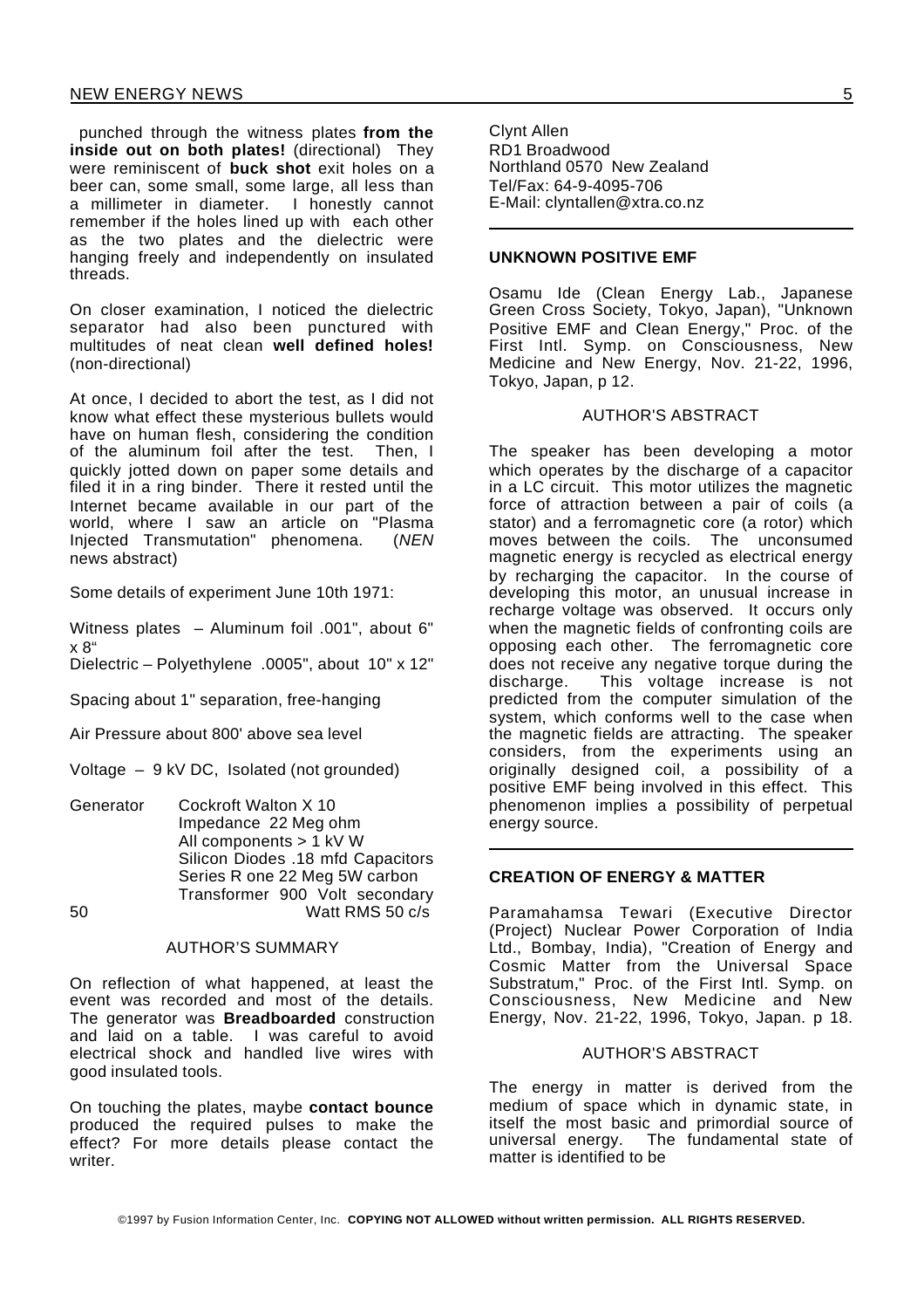punched through the witness plates **from the inside out on both plates!** (directional) They were reminiscent of **buck shot** exit holes on a beer can, some small, some large, all less than a millimeter in diameter. I honestly cannot remember if the holes lined up with each other as the two plates and the dielectric were hanging freely and independently on insulated threads.

On closer examination, I noticed the dielectric separator had also been punctured with multitudes of neat clean **well defined holes!** (non-directional)

At once, I decided to abort the test, as I did not know what effect these mysterious bullets would have on human flesh, considering the condition of the aluminum foil after the test. Then, I quickly jotted down on paper some details and filed it in a ring binder. There it rested until the Internet became available in our part of the world, where I saw an article on "Plasma Injected Transmutation" phenomena. (*NEN* news abstract)

Some details of experiment June 10th 1971:

Witness plates – Aluminum foil .001", about 6" x 8"
Dielectric – Polyethylene .0005", about 10" x 12"

Spacing about 1" separation, free-hanging

Air Pressure about 800' above sea level

Voltage – 9 kV DC, Isolated (not grounded)

Generator Cockroft Walton X 10
Impedance 22 Meg ohm
All components > 1 kV W
Silicon Diodes .18 mfd Capacitors
Series R one 22 Meg 5W carbon
Transformer 900 Volt secondary 50 Watt RMS 50 c/s

AUTHOR'S SUMMARY

On reflection of what happened, at least the event was recorded and most of the details. The generator was **Breadboarded** construction and laid on a table. I was careful to avoid electrical shock and handled live wires with good insulated tools.

On touching the plates, maybe **contact bounce** produced the required pulses to make the effect? For more details please contact the writer.

Clynt Allen
RD1 Broadwood
Northland 0570 New Zealand
Tel/Fax: 64-9-4095-706
E-Mail: clyntallen@xtra.co.nz

---

## UNKNOWN POSITIVE EMF

Osamu Ide (Clean Energy Lab., Japanese Green Cross Society, Tokyo, Japan), "Unknown Positive EMF and Clean Energy," Proc. of the First Intl. Symp. on Consciousness, New Medicine and New Energy, Nov. 21-22, 1996, Tokyo, Japan, p 12.

AUTHOR'S ABSTRACT

The speaker has been developing a motor which operates by the discharge of a capacitor in a LC circuit. This motor utilizes the magnetic force of attraction between a pair of coils (a stator) and a ferromagnetic core (a rotor) which moves between the coils. The unconsumed magnetic energy is recycled as electrical energy by recharging the capacitor. In the course of developing this motor, an unusual increase in recharge voltage was observed. It occurs only when the magnetic fields of confronting coils are opposing each other. The ferromagnetic core does not receive any negative torque during the discharge. This voltage increase is not predicted from the computer simulation of the system, which conforms well to the case when the magnetic fields are attracting. The speaker considers, from the experiments using an originally designed coil, a possibility of a positive EMF being involved in this effect. This phenomenon implies a possibility of perpetual energy source.

---

## CREATION OF ENERGY & MATTER

Paramahamsa Tewari (Executive Director (Project) Nuclear Power Corporation of India Ltd., Bombay, India), "Creation of Energy and Cosmic Matter from the Universal Space Substratum," Proc. of the First Intl. Symp. on Consciousness, New Medicine and New Energy, Nov. 21-22, 1996, Tokyo, Japan. p 18.

AUTHOR'S ABSTRACT

The energy in matter is derived from the medium of space which in dynamic state, in itself the most basic and primordial source of universal energy. The fundamental state of matter is identified to be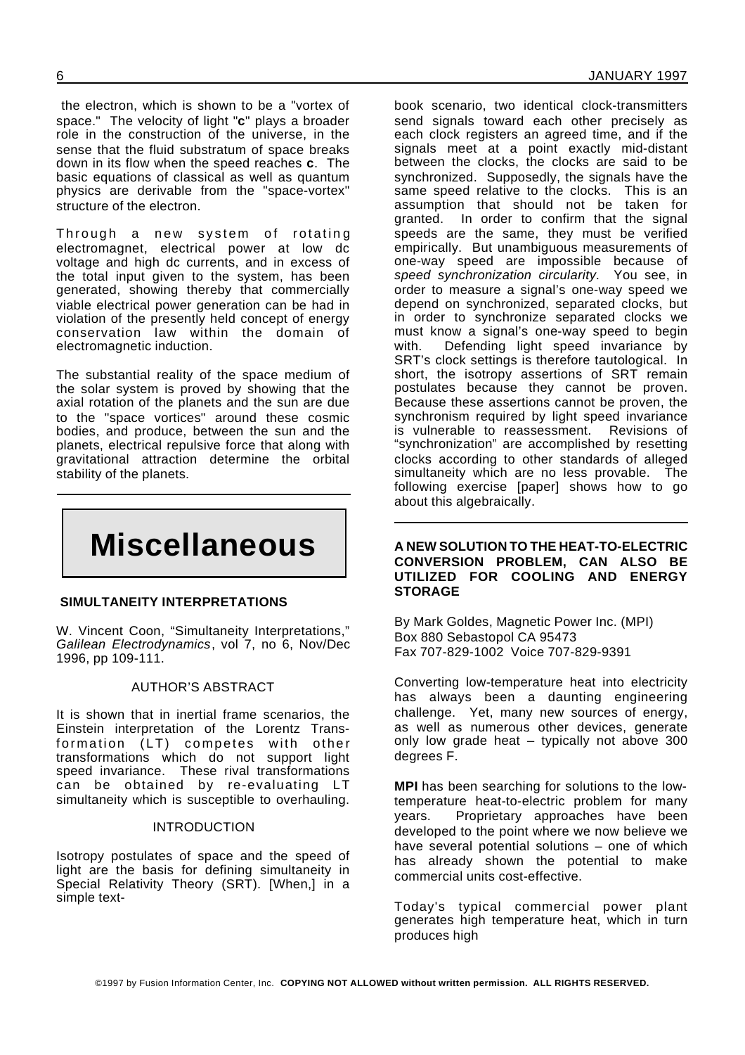the electron, which is shown to be a "vortex of space." The velocity of light "**c**" plays a broader role in the construction of the universe, in the sense that the fluid substratum of space breaks down in its flow when the speed reaches **c**. The basic equations of classical as well as quantum physics are derivable from the "space-vortex" structure of the electron.

Through a new system of rotating electromagnet, electrical power at low dc voltage and high dc currents, and in excess of the total input given to the system, has been generated, showing thereby that commercially viable electrical power generation can be had in violation of the presently held concept of energy conservation law within the domain of electromagnetic induction.

The substantial reality of the space medium of the solar system is proved by showing that the axial rotation of the planets and the sun are due to the "space vortices" around these cosmic bodies, and produce, between the sun and the planets, electrical repulsive force that along with gravitational attraction determine the orbital stability of the planets.

# Miscellaneous

### SIMULTANEITY INTERPRETATIONS

W. Vincent Coon, "Simultaneity Interpretations," *Galilean Electrodynamics*, vol 7, no 6, Nov/Dec 1996, pp 109-111.

AUTHOR'S ABSTRACT

It is shown that in inertial frame scenarios, the Einstein interpretation of the Lorentz Transformation (LT) competes with other transformations which do not support light speed invariance. These rival transformations can be obtained by re-evaluating LT simultaneity which is susceptible to overhauling.

INTRODUCTION

Isotropy postulates of space and the speed of light are the basis for defining simultaneity in Special Relativity Theory (SRT). [When,] in a simple text-book scenario, two identical clock-transmitters send signals toward each other precisely as each clock registers an agreed time, and if the signals meet at a point exactly mid-distant between the clocks, the clocks are said to be synchronized. Supposedly, the signals have the same speed relative to the clocks. This is an assumption that should not be taken for granted. In order to confirm that the signal speeds are the same, they must be verified empirically. But unambiguous measurements of one-way speed are impossible because of *speed synchronization circularity*. You see, in order to measure a signal's one-way speed we depend on synchronized, separated clocks, but in order to synchronize separated clocks we must know a signal's one-way speed to begin with. Defending light speed invariance by SRT's clock settings is therefore tautological. In short, the isotropy assertions of SRT remain postulates because they cannot be proven. Because these assertions cannot be proven, the synchronism required by light speed invariance is vulnerable to reassessment. Revisions of "synchronization" are accomplished by resetting clocks according to other standards of alleged simultaneity which are no less provable. The following exercise [paper] shows how to go about this algebraically.

### A NEW SOLUTION TO THE HEAT-TO-ELECTRIC CONVERSION PROBLEM, CAN ALSO BE UTILIZED FOR COOLING AND ENERGY STORAGE

By Mark Goldes, Magnetic Power Inc. (MPI)
Box 880 Sebastopol CA 95473
Fax 707-829-1002 Voice 707-829-9391

Converting low-temperature heat into electricity has always been a daunting engineering challenge. Yet, many new sources of energy, as well as numerous other devices, generate only low grade heat – typically not above 300 degrees F.

**MPI** has been searching for solutions to the low-temperature heat-to-electric problem for many years. Proprietary approaches have been developed to the point where we now believe we have several potential solutions – one of which has already shown the potential to make commercial units cost-effective.

Today's typical commercial power plant generates high temperature heat, which in turn produces high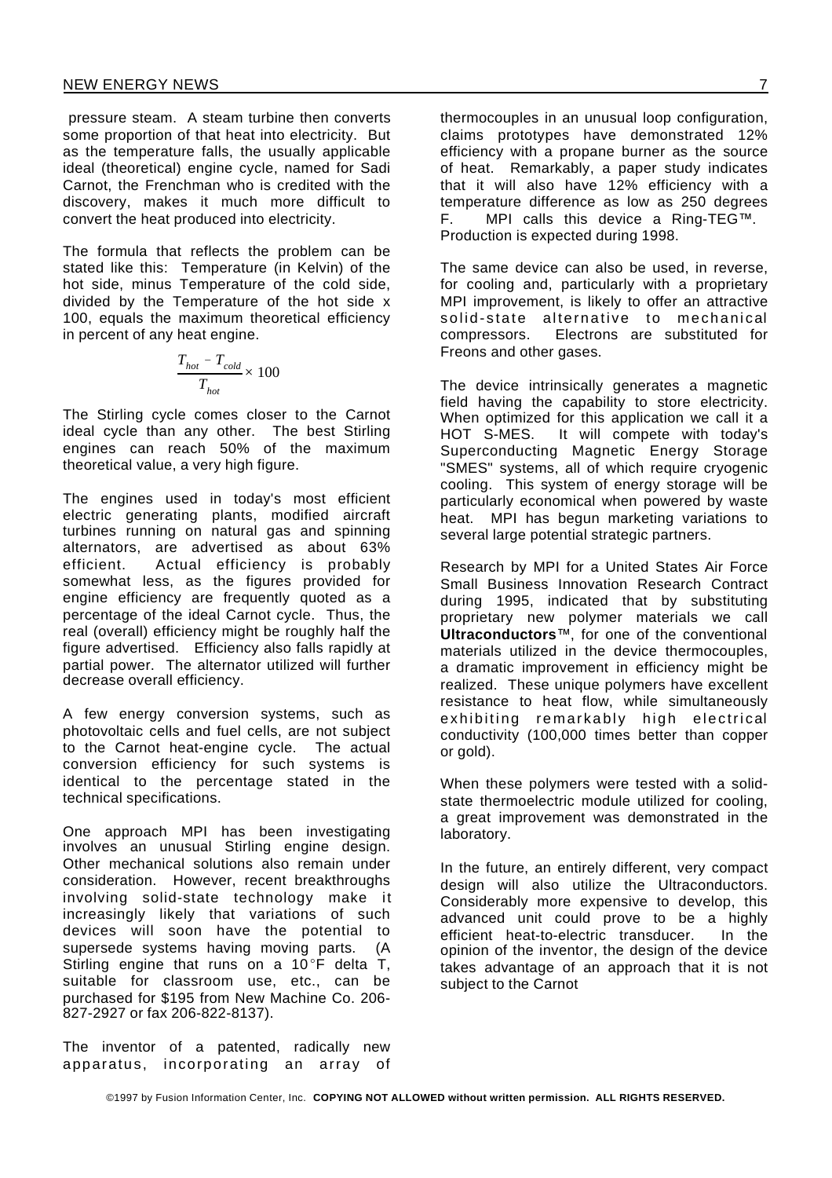pressure steam. A steam turbine then converts some proportion of that heat into electricity. But as the temperature falls, the usually applicable ideal (theoretical) engine cycle, named for Sadi Carnot, the Frenchman who is credited with the discovery, makes it much more difficult to convert the heat produced into electricity.

The formula that reflects the problem can be stated like this: Temperature (in Kelvin) of the hot side, minus Temperature of the cold side, divided by the Temperature of the hot side x 100, equals the maximum theoretical efficiency in percent of any heat engine.

$$\frac{T_{hot} - T_{cold}}{T_{hot}} \times 100$$

The Stirling cycle comes closer to the Carnot ideal cycle than any other. The best Stirling engines can reach 50% of the maximum theoretical value, a very high figure.

The engines used in today's most efficient electric generating plants, modified aircraft turbines running on natural gas and spinning alternators, are advertised as about 63% efficient. Actual efficiency is probably somewhat less, as the figures provided for engine efficiency are frequently quoted as a percentage of the ideal Carnot cycle. Thus, the real (overall) efficiency might be roughly half the figure advertised. Efficiency also falls rapidly at partial power. The alternator utilized will further decrease overall efficiency.

A few energy conversion systems, such as photovoltaic cells and fuel cells, are not subject to the Carnot heat-engine cycle. The actual conversion efficiency for such systems is identical to the percentage stated in the technical specifications.

One approach MPI has been investigating involves an unusual Stirling engine design. Other mechanical solutions also remain under consideration. However, recent breakthroughs involving solid-state technology make it increasingly likely that variations of such devices will soon have the potential to supersede systems having moving parts. (A Stirling engine that runs on a 10°F delta T, suitable for classroom use, etc., can be purchased for $195 from New Machine Co. 206-827-2927 or fax 206-822-8137).

The inventor of a patented, radically new apparatus, incorporating an array of thermocouples in an unusual loop configuration, claims prototypes have demonstrated 12% efficiency with a propane burner as the source of heat. Remarkably, a paper study indicates that it will also have 12% efficiency with a temperature difference as low as 250 degrees F. MPI calls this device a Ring-TEG™. Production is expected during 1998.

The same device can also be used, in reverse, for cooling and, particularly with a proprietary MPI improvement, is likely to offer an attractive solid-state alternative to mechanical compressors. Electrons are substituted for Freons and other gases.

The device intrinsically generates a magnetic field having the capability to store electricity. When optimized for this application we call it a HOT S-MES. It will compete with today's Superconducting Magnetic Energy Storage "SMES" systems, all of which require cryogenic cooling. This system of energy storage will be particularly economical when powered by waste heat. MPI has begun marketing variations to several large potential strategic partners.

Research by MPI for a United States Air Force Small Business Innovation Research Contract during 1995, indicated that by substituting proprietary new polymer materials we call **Ultraconductors**™, for one of the conventional materials utilized in the device thermocouples, a dramatic improvement in efficiency might be realized. These unique polymers have excellent resistance to heat flow, while simultaneously exhibiting remarkably high electrical conductivity (100,000 times better than copper or gold).

When these polymers were tested with a solid-state thermoelectric module utilized for cooling, a great improvement was demonstrated in the laboratory.

In the future, an entirely different, very compact design will also utilize the Ultraconductors. Considerably more expensive to develop, this advanced unit could prove to be a highly efficient heat-to-electric transducer. In the opinion of the inventor, the design of the device takes advantage of an approach that it is not subject to the Carnot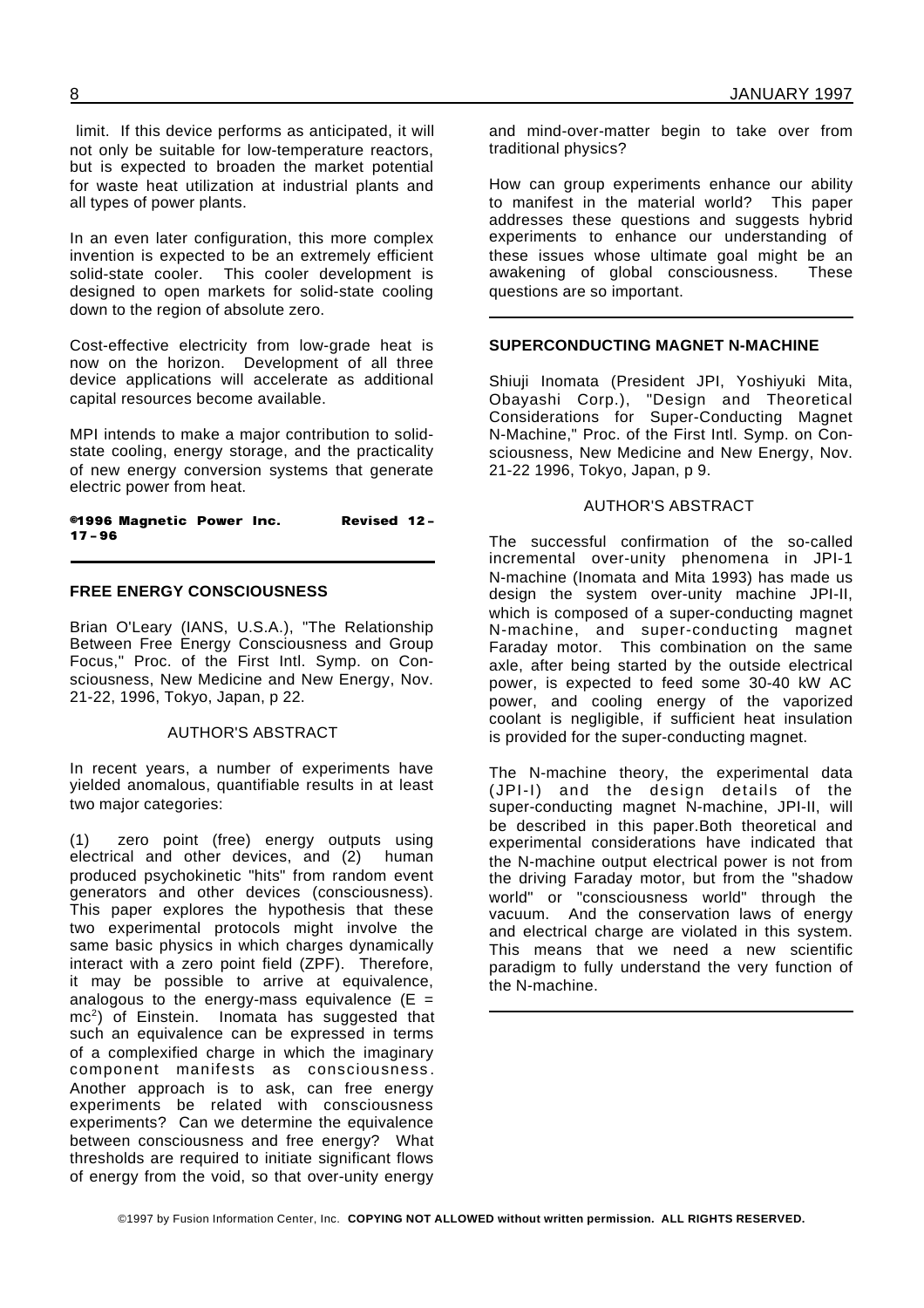limit. If this device performs as anticipated, it will not only be suitable for low-temperature reactors, but is expected to broaden the market potential for waste heat utilization at industrial plants and all types of power plants.

In an even later configuration, this more complex invention is expected to be an extremely efficient solid-state cooler. This cooler development is designed to open markets for solid-state cooling down to the region of absolute zero.

Cost-effective electricity from low-grade heat is now on the horizon. Development of all three device applications will accelerate as additional capital resources become available.

MPI intends to make a major contribution to solid-state cooling, energy storage, and the practicality of new energy conversion systems that generate electric power from heat.

**©1996 Magnetic Power Inc. Revised 12-17-96**

---

**FREE ENERGY CONSCIOUSNESS**

Brian O'Leary (IANS, U.S.A.), "The Relationship Between Free Energy Consciousness and Group Focus," Proc. of the First Intl. Symp. on Consciousness, New Medicine and New Energy, Nov. 21-22, 1996, Tokyo, Japan, p 22.

AUTHOR'S ABSTRACT

In recent years, a number of experiments have yielded anomalous, quantifiable results in at least two major categories:

(1) zero point (free) energy outputs using electrical and other devices, and (2) human produced psychokinetic "hits" from random event generators and other devices (consciousness). This paper explores the hypothesis that these two experimental protocols might involve the same basic physics in which charges dynamically interact with a zero point field (ZPF). Therefore, it may be possible to arrive at equivalence, analogous to the energy-mass equivalence ($E = mc^2$) of Einstein. Inomata has suggested that such an equivalence can be expressed in terms of a complexified charge in which the imaginary component manifests as consciousness. Another approach is to ask, can free energy experiments be related with consciousness experiments? Can we determine the equivalence between consciousness and free energy? What thresholds are required to initiate significant flows of energy from the void, so that over-unity energy and mind-over-matter begin to take over from traditional physics?

How can group experiments enhance our ability to manifest in the material world? This paper addresses these questions and suggests hybrid experiments to enhance our understanding of these issues whose ultimate goal might be an awakening of global consciousness. These questions are so important.

---

**SUPERCONDUCTING MAGNET N-MACHINE**

Shiuji Inomata (President JPI, Yoshiyuki Mita, Obayashi Corp.), "Design and Theoretical Considerations for Super-Conducting Magnet N-Machine," Proc. of the First Intl. Symp. on Consciousness, New Medicine and New Energy, Nov. 21-22 1996, Tokyo, Japan, p 9.

AUTHOR'S ABSTRACT

The successful confirmation of the so-called incremental over-unity phenomena in JPI-1 N-machine (Inomata and Mita 1993) has made us design the system over-unity machine JPI-II, which is composed of a super-conducting magnet N-machine, and super-conducting magnet Faraday motor. This combination on the same axle, after being started by the outside electrical power, is expected to feed some 30-40 kW AC power, and cooling energy of the vaporized coolant is negligible, if sufficient heat insulation is provided for the super-conducting magnet.

The N-machine theory, the experimental data (JPI-I) and the design details of the super-conducting magnet N-machine, JPI-II, will be described in this paper.Both theoretical and experimental considerations have indicated that the N-machine output electrical power is not from the driving Faraday motor, but from the "shadow world" or "consciousness world" through the vacuum. And the conservation laws of energy and electrical charge are violated in this system. This means that we need a new scientific paradigm to fully understand the very function of the N-machine.

---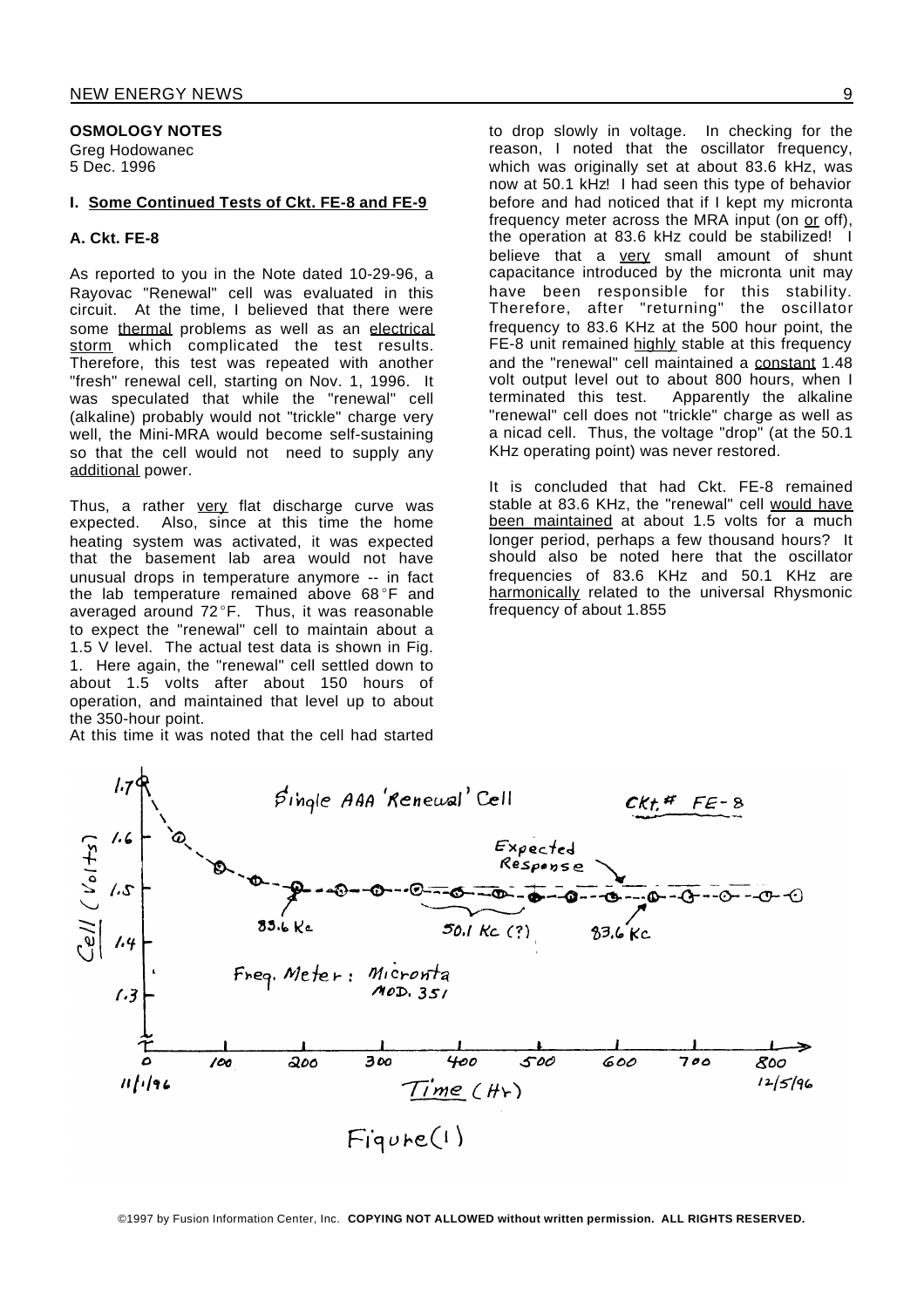**OSMOLOGY NOTES**
Greg Hodowanec
5 Dec. 1996

### I. Some Continued Tests of Ckt. FE-8 and FE-9

#### A. Ckt. FE-8

As reported to you in the Note dated 10-29-96, a Rayovac "Renewal" cell was evaluated in this circuit. At the time, I believed that there were some thermal problems as well as an electrical storm which complicated the test results. Therefore, this test was repeated with another "fresh" renewal cell, starting on Nov. 1, 1996. It was speculated that while the "renewal" cell (alkaline) probably would not "trickle" charge very well, the Mini-MRA would become self-sustaining so that the cell would not need to supply any additional power.

Thus, a rather very flat discharge curve was expected. Also, since at this time the home heating system was activated, it was expected that the basement lab area would not have unusual drops in temperature anymore -- in fact the lab temperature remained above 68°F and averaged around 72°F. Thus, it was reasonable to expect the "renewal" cell to maintain about a 1.5 V level. The actual test data is shown in Fig. 1. Here again, the "renewal" cell settled down to about 1.5 volts after about 150 hours of operation, and maintained that level up to about the 350-hour point.

At this time it was noted that the cell had started to drop slowly in voltage. In checking for the reason, I noted that the oscillator frequency, which was originally set at about 83.6 kHz, was now at 50.1 kHz! I had seen this type of behavior before and had noticed that if I kept my micronta frequency meter across the MRA input (on or off), the operation at 83.6 kHz could be stabilized! I believe that a very small amount of shunt capacitance introduced by the micronta unit may have been responsible for this stability. Therefore, after "returning" the oscillator frequency to 83.6 KHz at the 500 hour point, the FE-8 unit remained highly stable at this frequency and the "renewal" cell maintained a constant 1.48 volt output level out to about 800 hours, when I terminated this test. Apparently the alkaline "renewal" cell does not "trickle" charge as well as a nicad cell. Thus, the voltage "drop" (at the 50.1 KHz operating point) was never restored.

It is concluded that had Ckt. FE-8 remained stable at 83.6 KHz, the "renewal" cell would have been maintained at about 1.5 volts for a much longer period, perhaps a few thousand hours? It should also be noted here that the oscillator frequencies of 83.6 KHz and 50.1 KHz are harmonically related to the universal Rhysmonic frequency of about 1.855

Figure(1)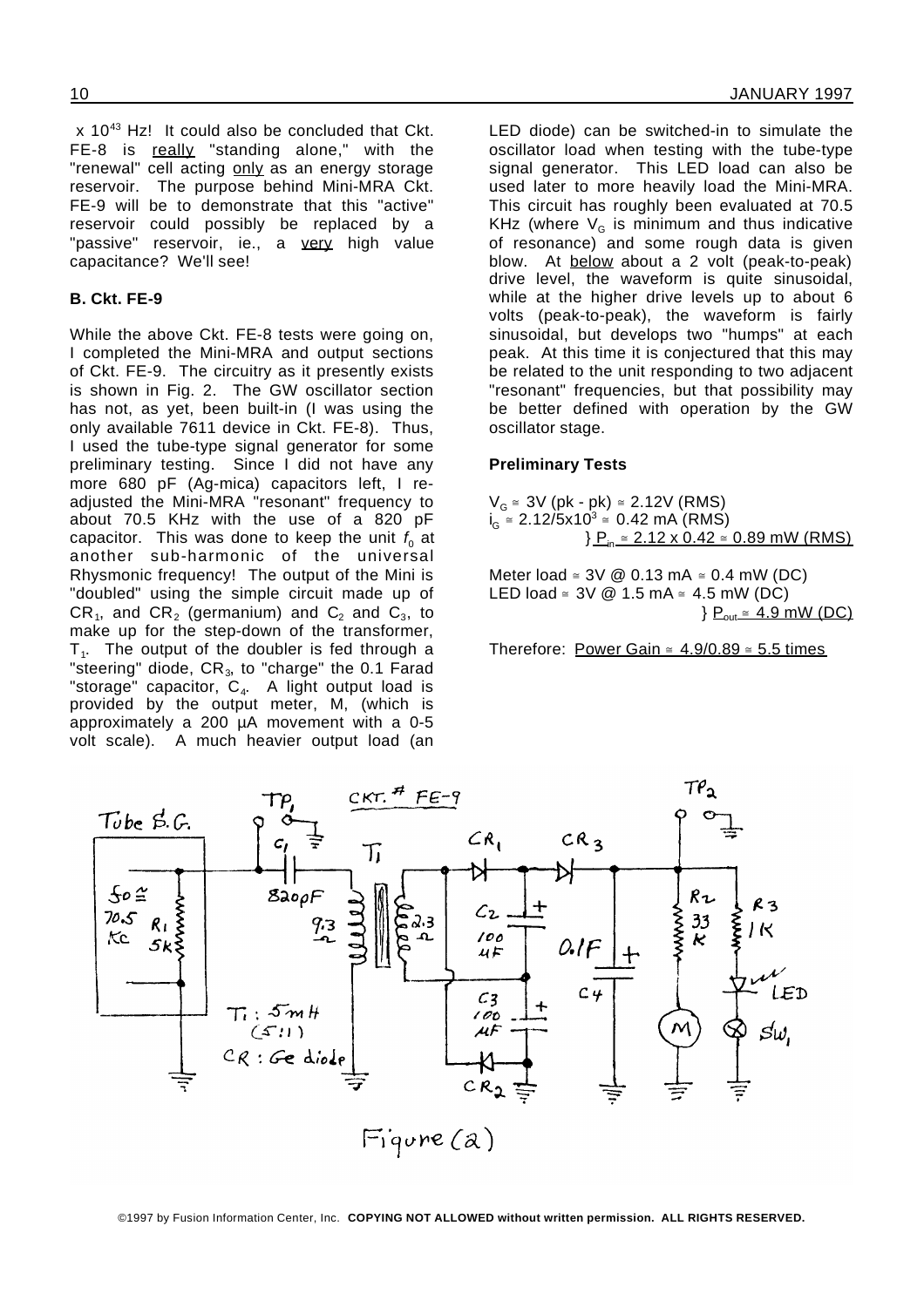x $10^{43}$ Hz! It could also be concluded that Ckt. FE-8 is really "standing alone," with the "renewal" cell acting only as an energy storage reservoir. The purpose behind Mini-MRA Ckt. FE-9 will be to demonstrate that this "active" reservoir could possibly be replaced by a "passive" reservoir, ie., a very high value capacitance? We'll see!

**B. Ckt. FE-9**

While the above Ckt. FE-8 tests were going on, I completed the Mini-MRA and output sections of Ckt. FE-9. The circuitry as it presently exists is shown in Fig. 2. The GW oscillator section has not, as yet, been built-in (I was using the only available 7611 device in Ckt. FE-8). Thus, I used the tube-type signal generator for some preliminary testing. Since I did not have any more 680 pF (Ag-mica) capacitors left, I re-adjusted the Mini-MRA "resonant" frequency to about 70.5 KHz with the use of a 820 pF capacitor. This was done to keep the unit $f_0$ at another sub-harmonic of the universal Rhysmonic frequency! The output of the Mini is "doubled" using the simple circuit made up of $CR_1$, and $CR_2$ (germanium) and $C_2$ and $C_3$, to make up for the step-down of the transformer, $T_1$. The output of the doubler is fed through a "steering" diode, $CR_3$, to "charge" the 0.1 Farad "storage" capacitor, $C_4$. A light output load is provided by the output meter, M, (which is approximately a 200 µA movement with a 0-5 volt scale). A much heavier output load (an LED diode) can be switched-in to simulate the oscillator load when testing with the tube-type signal generator. This LED load can also be used later to more heavily load the Mini-MRA. This circuit has roughly been evaluated at 70.5 KHz (where $V_G$ is minimum and thus indicative of resonance) and some rough data is given blow. At below about a 2 volt (peak-to-peak) drive level, the waveform is quite sinusoidal, while at the higher drive levels up to about 6 volts (peak-to-peak), the waveform is fairly sinusoidal, but develops two "humps" at each peak. At this time it is conjectured that this may be related to the unit responding to two adjacent "resonant" frequencies, but that possibility may be better defined with operation by the GW oscillator stage.

**Preliminary Tests**

$V_G \cong$ 3V (pk - pk) $\cong$ 2.12V (RMS)
$i_G \cong 2.12/5\text{x}10^3 \cong$ 0.42 mA (RMS)
} $P_{in} \cong 2.12 \times 0.42 \cong$ 0.89 mW (RMS)

Meter load $\cong$ 3V @ 0.13 mA $\cong$ 0.4 mW (DC)
LED load $\cong$ 3V @ 1.5 mA $\cong$ 4.5 mW (DC)
} $P_{out} \cong$ 4.9 mW (DC)

Therefore: Power Gain $\cong 4.9/0.89 \cong$ 5.5 times

Figure (2)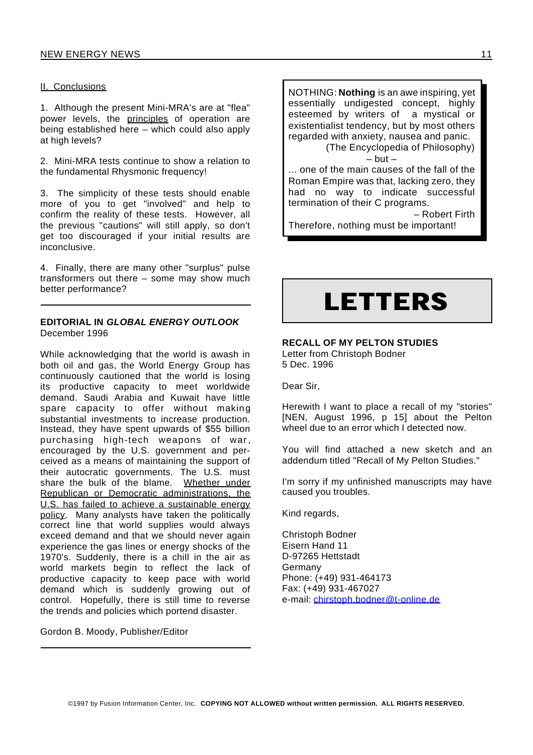## II. Conclusions

1. Although the present Mini-MRA's are at "flea" power levels, the principles of operation are being established here – which could also apply at high levels?

2. Mini-MRA tests continue to show a relation to the fundamental Rhysmonic frequency!

3. The simplicity of these tests should enable more of you to get "involved" and help to confirm the reality of these tests. However, all the previous "cautions" will still apply, so don't get too discouraged if your initial results are inconclusive.

4. Finally, there are many other "surplus" pulse transformers out there – some may show much better performance?

---

**EDITORIAL IN *GLOBAL ENERGY OUTLOOK***
December 1996

While acknowledging that the world is awash in both oil and gas, the World Energy Group has continuously cautioned that the world is losing its productive capacity to meet worldwide demand. Saudi Arabia and Kuwait have little spare capacity to offer without making substantial investments to increase production. Instead, they have spent upwards of $55 billion purchasing high-tech weapons of war, encouraged by the U.S. government and perceived as a means of maintaining the support of their autocratic governments. The U.S. must share the bulk of the blame. Whether under Republican or Democratic administrations, the U.S. has failed to achieve a sustainable energy policy. Many analysts have taken the politically correct line that world supplies would always exceed demand and that we should never again experience the gas lines or energy shocks of the 1970's. Suddenly, there is a chill in the air as world markets begin to reflect the lack of productive capacity to keep pace with world demand which is suddenly growing out of control. Hopefully, there is still time to reverse the trends and policies which portend disaster.

Gordon B. Moody, Publisher/Editor

---

NOTHING: **Nothing** is an awe inspiring, yet essentially undigested concept, highly esteemed by writers of a mystical or existentialist tendency, but by most others regarded with anxiety, nausea and panic.
(The Encyclopedia of Philosophy)
– but –
... one of the main causes of the fall of the Roman Empire was that, lacking zero, they had no way to indicate successful termination of their C programs.
– Robert Firth
Therefore, nothing must be important!

# LETTERS

**RECALL OF MY PELTON STUDIES**
Letter from Christoph Bodner
5 Dec. 1996

Dear Sir,

Herewith I want to place a recall of my "stories" [NEN, August 1996, p 15] about the Pelton wheel due to an error which I detected now.

You will find attached a new sketch and an addendum titled "Recall of My Pelton Studies."

I'm sorry if my unfinished manuscripts may have caused you troubles.

Kind regards,

Christoph Bodner
Eisern Hand 11
D-97265 Hettstadt
Germany
Phone: (+49) 931-464173
Fax: (+49) 931-467027
e-mail: chirstoph.bodner@t-online.de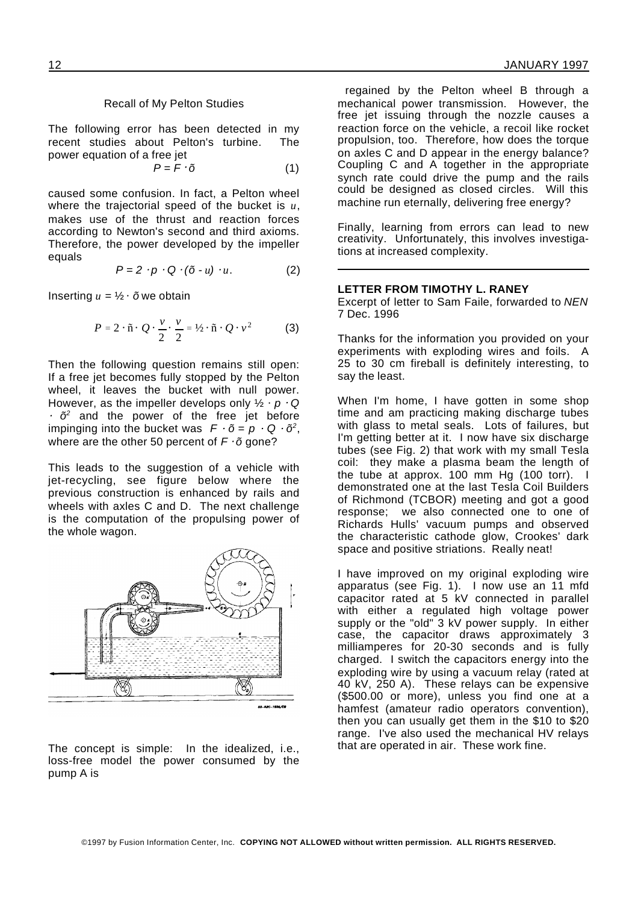Recall of My Pelton Studies

The following error has been detected in my recent studies about Pelton's turbine. The power equation of a free jet

$$P = F \cdot \tilde{o} \qquad (1)$$

caused some confusion. In fact, a Pelton wheel where the trajectorial speed of the bucket is $u$, makes use of the thrust and reaction forces according to Newton's second and third axioms. Therefore, the power developed by the impeller equals

$$P = 2 \cdot p \cdot Q \cdot (\tilde{o} - u) \cdot u. \qquad (2)$$

Inserting $u = ½ \cdot \tilde{o}$ we obtain

$$P = 2 \cdot \tilde{n} \cdot Q \cdot \frac{v}{2} \cdot \frac{v}{2} = ½ \cdot \tilde{n} \cdot Q \cdot v^2 \qquad (3)$$

Then the following question remains still open: If a free jet becomes fully stopped by the Pelton wheel, it leaves the bucket with null power. However, as the impeller develops only $½ \cdot p \cdot Q \cdot \tilde{o}^2$ and the power of the free jet before impinging into the bucket was $F \cdot \tilde{o} = p \cdot Q \cdot \tilde{o}^2$, where are the other 50 percent of $F \cdot \tilde{o}$ gone?

This leads to the suggestion of a vehicle with jet-recycling, see figure below where the previous construction is enhanced by rails and wheels with axles C and D. The next challenge is the computation of the propulsing power of the whole wagon.

The concept is simple: In the idealized, i.e., loss-free model the power consumed by the pump A is regained by the Pelton wheel B through a mechanical power transmission. However, the free jet issuing through the nozzle causes a reaction force on the vehicle, a recoil like rocket propulsion, too. Therefore, how does the torque on axles C and D appear in the energy balance? Coupling C and A together in the appropriate synch rate could drive the pump and the rails could be designed as closed circles. Will this machine run eternally, delivering free energy?

Finally, learning from errors can lead to new creativity. Unfortunately, this involves investigations at increased complexity.

---

**LETTER FROM TIMOTHY L. RANEY**

Excerpt of letter to Sam Faile, forwarded to *NEN* 7 Dec. 1996

Thanks for the information you provided on your experiments with exploding wires and foils. A 25 to 30 cm fireball is definitely interesting, to say the least.

When I'm home, I have gotten in some shop time and am practicing making discharge tubes with glass to metal seals. Lots of failures, but I'm getting better at it. I now have six discharge tubes (see Fig. 2) that work with my small Tesla coil: they make a plasma beam the length of the tube at approx. 100 mm Hg (100 torr). I demonstrated one at the last Tesla Coil Builders of Richmond (TCBOR) meeting and got a good response; we also connected one to one of Richards Hulls' vacuum pumps and observed the characteristic cathode glow, Crookes' dark space and positive striations. Really neat!

I have improved on my original exploding wire apparatus (see Fig. 1). I now use an 11 mfd capacitor rated at 5 kV connected in parallel with either a regulated high voltage power supply or the "old" 3 kV power supply. In either case, the capacitor draws approximately 3 milliamperes for 20-30 seconds and is fully charged. I switch the capacitors energy into the exploding wire by using a vacuum relay (rated at 40 kV, 250 A). These relays can be expensive ($500.00 or more), unless you find one at a hamfest (amateur radio operators convention), then you can usually get them in the $10 to $20 range. I've also used the mechanical HV relays that are operated in air. These work fine.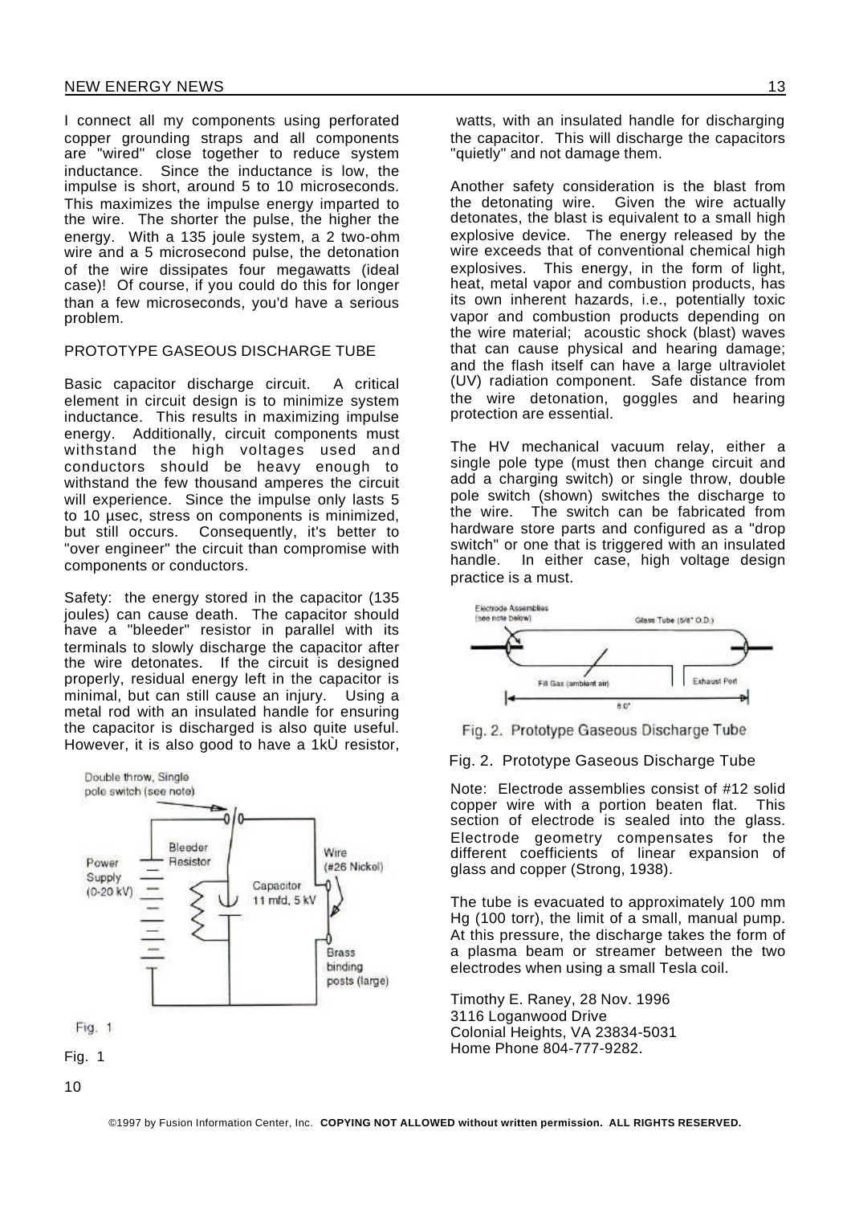I connect all my components using perforated copper grounding straps and all components are "wired" close together to reduce system inductance. Since the inductance is low, the impulse is short, around 5 to 10 microseconds. This maximizes the impulse energy imparted to the wire. The shorter the pulse, the higher the energy. With a 135 joule system, a 2 two-ohm wire and a 5 microsecond pulse, the detonation of the wire dissipates four megawatts (ideal case)! Of course, if you could do this for longer than a few microseconds, you'd have a serious problem.

PROTOTYPE GASEOUS DISCHARGE TUBE

Basic capacitor discharge circuit. A critical element in circuit design is to minimize system inductance. This results in maximizing impulse energy. Additionally, circuit components must withstand the high voltages used and conductors should be heavy enough to withstand the few thousand amperes the circuit will experience. Since the impulse only lasts 5 to 10 µsec, stress on components is minimized, but still occurs. Consequently, it's better to "over engineer" the circuit than compromise with components or conductors.

Safety: the energy stored in the capacitor (135 joules) can cause death. The capacitor should have a "bleeder" resistor in parallel with its terminals to slowly discharge the capacitor after the wire detonates. If the circuit is designed properly, residual energy left in the capacitor is minimal, but can still cause an injury. Using a metal rod with an insulated handle for ensuring the capacitor is discharged is also quite useful. However, it is also good to have a 1kÙ resistor,

Fig. 1

watts, with an insulated handle for discharging the capacitor. This will discharge the capacitors "quietly" and not damage them.

Another safety consideration is the blast from the detonating wire. Given the wire actually detonates, the blast is equivalent to a small high explosive device. The energy released by the wire exceeds that of conventional chemical high explosives. This energy, in the form of light, heat, metal vapor and combustion products, has its own inherent hazards, i.e., potentially toxic vapor and combustion products depending on the wire material; acoustic shock (blast) waves that can cause physical and hearing damage; and the flash itself can have a large ultraviolet (UV) radiation component. Safe distance from the wire detonation, goggles and hearing protection are essential.

The HV mechanical vacuum relay, either a single pole type (must then change circuit and add a charging switch) or single throw, double pole switch (shown) switches the discharge to the wire. The switch can be fabricated from hardware store parts and configured as a "drop switch" or one that is triggered with an insulated handle. In either case, high voltage design practice is a must.

Fig. 2. Prototype Gaseous Discharge Tube

Note: Electrode assemblies consist of #12 solid copper wire with a portion beaten flat. This section of electrode is sealed into the glass. Electrode geometry compensates for the different coefficients of linear expansion of glass and copper (Strong, 1938).

The tube is evacuated to approximately 100 mm Hg (100 torr), the limit of a small, manual pump. At this pressure, the discharge takes the form of a plasma beam or streamer between the two electrodes when using a small Tesla coil.

Timothy E. Raney, 28 Nov. 1996
3116 Loganwood Drive
Colonial Heights, VA 23834-5031
Home Phone 804-777-9282.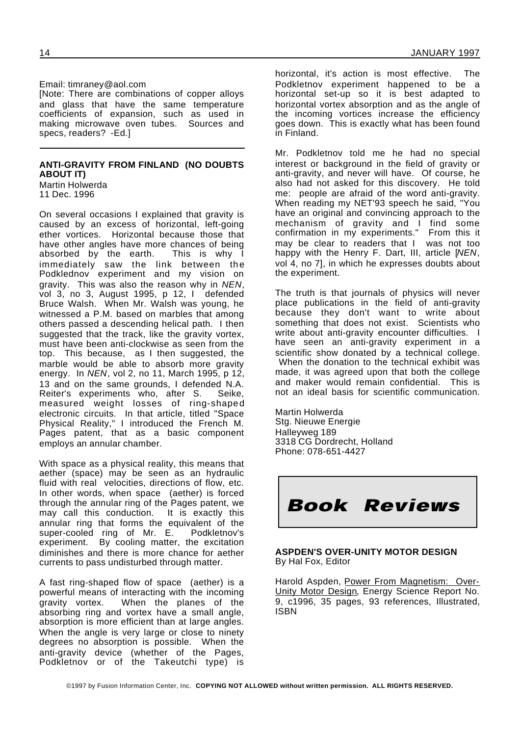Email: timraney@aol.com

[Note: There are combinations of copper alloys and glass that have the same temperature coefficients of expansion, such as used in making microwave oven tubes. Sources and specs, readers? -Ed.]

---

## ANTI-GRAVITY FROM FINLAND (NO DOUBTS ABOUT IT)

Martin Holwerda
11 Dec. 1996

On several occasions I explained that gravity is caused by an excess of horizontal, left-going ether vortices. Horizontal because those that have other angles have more chances of being absorbed by the earth. This is why I immediately saw the link between the Podklednov experiment and my vision on gravity. This was also the reason why in *NEN*, vol 3, no 3, August 1995, p 12, I defended Bruce Walsh. When Mr. Walsh was young, he witnessed a P.M. based on marbles that among others passed a descending helical path. I then suggested that the track, like the gravity vortex, must have been anti-clockwise as seen from the top. This because, as I then suggested, the marble would be able to absorb more gravity energy. In *NEN*, vol 2, no 11, March 1995, p 12, 13 and on the same grounds, I defended N.A. Reiter's experiments who, after S. Seike, measured weight losses of ring-shaped electronic circuits. In that article, titled "Space Physical Reality," I introduced the French M. Pages patent, that as a basic component employs an annular chamber.

With space as a physical reality, this means that aether (space) may be seen as an hydraulic fluid with real velocities, directions of flow, etc. In other words, when space (aether) is forced through the annular ring of the Pages patent, we may call this conduction. It is exactly this annular ring that forms the equivalent of the super-cooled ring of Mr. E. Podkletnov's experiment. By cooling matter, the excitation diminishes and there is more chance for aether currents to pass undisturbed through matter.

A fast ring-shaped flow of space (aether) is a powerful means of interacting with the incoming gravity vortex. When the planes of the absorbing ring and vortex have a small angle, absorption is more efficient than at large angles. When the angle is very large or close to ninety degrees no absorption is possible. When the anti-gravity device (whether of the Pages, Podkletnov or of the Takeutchi type) is horizontal, it's action is most effective. The Podkletnov experiment happened to be a horizontal set-up so it is best adapted to horizontal vortex absorption and as the angle of the incoming vortices increase the efficiency goes down. This is exactly what has been found in Finland.

Mr. Podkletnov told me he had no special interest or background in the field of gravity or anti-gravity, and never will have. Of course, he also had not asked for this discovery. He told me: people are afraid of the word anti-gravity. When reading my NET'93 speech he said, "You have an original and convincing approach to the mechanism of gravity and I find some confirmation in my experiments." From this it may be clear to readers that I was not too happy with the Henry F. Dart, III, article [*NEN*, vol 4, no 7], in which he expresses doubts about the experiment.

The truth is that journals of physics will never place publications in the field of anti-gravity because they don't want to write about something that does not exist. Scientists who write about anti-gravity encounter difficulties. I have seen an anti-gravity experiment in a scientific show donated by a technical college. When the donation to the technical exhibit was made, it was agreed upon that both the college and maker would remain confidential. This is not an ideal basis for scientific communication.

Martin Holwerda
Stg. Nieuwe Energie
Halleyweg 189
3318 CG Dordrecht, Holland
Phone: 078-651-4427

# *Book Reviews*

## ASPDEN'S OVER-UNITY MOTOR DESIGN

By Hal Fox, Editor

Harold Aspden, Power From Magnetism: Over-Unity Motor Design, Energy Science Report No. 9, c1996, 35 pages, 93 references, Illustrated, ISBN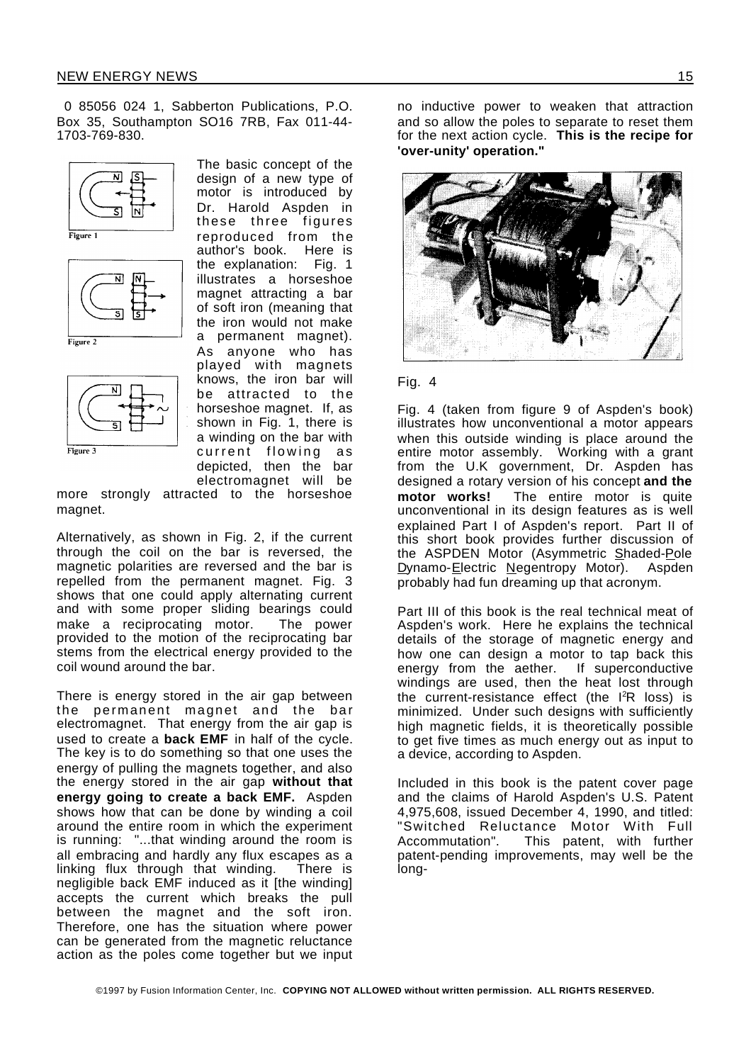0 85056 024 1, Sabberton Publications, P.O. Box 35, Southampton SO16 7RB, Fax 011-44-1703-769-830.

Figure 1

Figure 2

Figure 3

The basic concept of the design of a new type of motor is introduced by Dr. Harold Aspden in these three figures reproduced from the author's book. Here is the explanation: Fig. 1 illustrates a horseshoe magnet attracting a bar of soft iron (meaning that the iron would not make a permanent magnet). As anyone who has played with magnets knows, the iron bar will be attracted to the horseshoe magnet. If, as shown in Fig. 1, there is a winding on the bar with current flowing as depicted, then the bar electromagnet will be more strongly attracted to the horseshoe magnet.

Alternatively, as shown in Fig. 2, if the current through the coil on the bar is reversed, the magnetic polarities are reversed and the bar is repelled from the permanent magnet. Fig. 3 shows that one could apply alternating current and with some proper sliding bearings could make a reciprocating motor. The power provided to the motion of the reciprocating bar stems from the electrical energy provided to the coil wound around the bar.

There is energy stored in the air gap between the permanent magnet and the bar electromagnet. That energy from the air gap is used to create a **back EMF** in half of the cycle. The key is to do something so that one uses the energy of pulling the magnets together, and also the energy stored in the air gap **without that energy going to create a back EMF.** Aspden shows how that can be done by winding a coil around the entire room in which the experiment is running: "...that winding around the room is all embracing and hardly any flux escapes as a linking flux through that winding. There is negligible back EMF induced as it [the winding] accepts the current which breaks the pull between the magnet and the soft iron. Therefore, one has the situation where power can be generated from the magnetic reluctance action as the poles come together but we input no inductive power to weaken that attraction and so allow the poles to separate to reset them for the next action cycle. **This is the recipe for 'over-unity' operation."**

Fig. 4

Fig. 4 (taken from figure 9 of Aspden's book) illustrates how unconventional a motor appears when this outside winding is place around the entire motor assembly. Working with a grant from the U.K government, Dr. Aspden has designed a rotary version of his concept **and the motor works!** The entire motor is quite unconventional in its design features as is well explained Part I of Aspden's report. Part II of this short book provides further discussion of the ASPDEN Motor (Asymmetric Shaded-Pole Dynamo-Electric Negentropy Motor). Aspden probably had fun dreaming up that acronym.

Part III of this book is the real technical meat of Aspden's work. Here he explains the technical details of the storage of magnetic energy and how one can design a motor to tap back this energy from the aether. If superconductive windings are used, then the heat lost through the current-resistance effect (the $I^2R$ loss) is minimized. Under such designs with sufficiently high magnetic fields, it is theoretically possible to get five times as much energy out as input to a device, according to Aspden.

Included in this book is the patent cover page and the claims of Harold Aspden's U.S. Patent 4,975,608, issued December 4, 1990, and titled: "Switched Reluctance Motor With Full Accommutation". This patent, with further patent-pending improvements, may well be the long-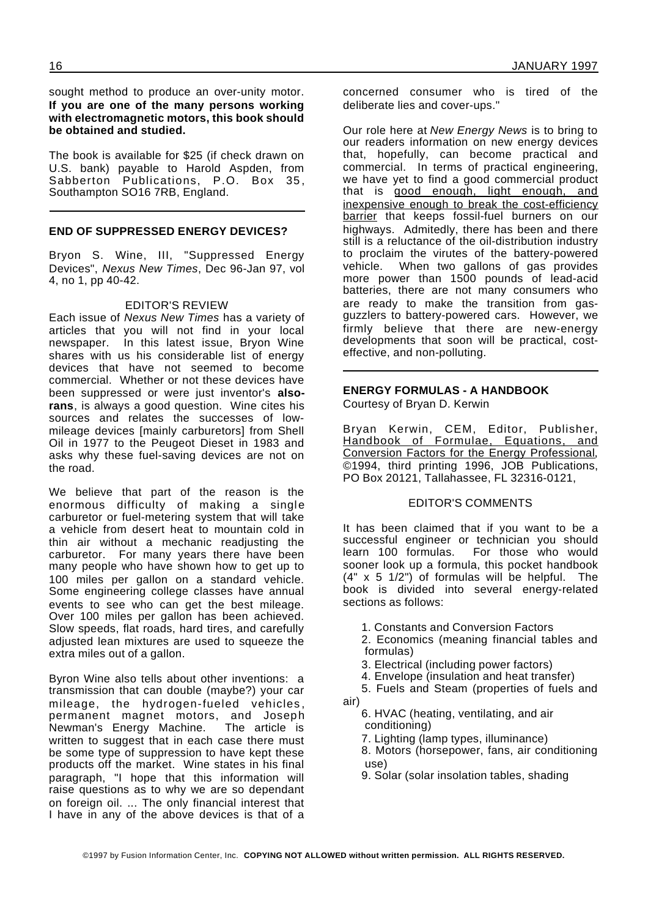sought method to produce an over-unity motor. **If you are one of the many persons working with electromagnetic motors, this book should be obtained and studied.**

The book is available for $25 (if check drawn on U.S. bank) payable to Harold Aspden, from Sabberton Publications, P.O. Box 35, Southampton SO16 7RB, England.

---

### END OF SUPPRESSED ENERGY DEVICES?

Bryon S. Wine, III, "Suppressed Energy Devices", *Nexus New Times*, Dec 96-Jan 97, vol 4, no 1, pp 40-42.

EDITOR'S REVIEW

Each issue of *Nexus New Times* has a variety of articles that you will not find in your local newspaper. In this latest issue, Bryon Wine shares with us his considerable list of energy devices that have not seemed to become commercial. Whether or not these devices have been suppressed or were just inventor's **also-rans**, is always a good question. Wine cites his sources and relates the successes of low-mileage devices [mainly carburetors] from Shell Oil in 1977 to the Peugeot Dieset in 1983 and asks why these fuel-saving devices are not on the road.

We believe that part of the reason is the enormous difficulty of making a single carburetor or fuel-metering system that will take a vehicle from desert heat to mountain cold in thin air without a mechanic readjusting the carburetor. For many years there have been many people who have shown how to get up to 100 miles per gallon on a standard vehicle. Some engineering college classes have annual events to see who can get the best mileage. Over 100 miles per gallon has been achieved. Slow speeds, flat roads, hard tires, and carefully adjusted lean mixtures are used to squeeze the extra miles out of a gallon.

Byron Wine also tells about other inventions: a transmission that can double (maybe?) your car mileage, the hydrogen-fueled vehicles, permanent magnet motors, and Joseph Newman's Energy Machine. The article is written to suggest that in each case there must be some type of suppression to have kept these products off the market. Wine states in his final paragraph, "I hope that this information will raise questions as to why we are so dependant on foreign oil. ... The only financial interest that I have in any of the above devices is that of a concerned consumer who is tired of the deliberate lies and cover-ups."

Our role here at *New Energy News* is to bring to our readers information on new energy devices that, hopefully, can become practical and commercial. In terms of practical engineering, we have yet to find a good commercial product that is good enough, light enough, and inexpensive enough to break the cost-efficiency barrier that keeps fossil-fuel burners on our highways. Admitedly, there has been and there still is a reluctance of the oil-distribution industry to proclaim the virutes of the battery-powered vehicle. When two gallons of gas provides more power than 1500 pounds of lead-acid batteries, there are not many consumers who are ready to make the transition from gas-guzzlers to battery-powered cars. However, we firmly believe that there are new-energy developments that soon will be practical, cost-effective, and non-polluting.

---

### ENERGY FORMULAS - A HANDBOOK

Courtesy of Bryan D. Kerwin

Bryan Kerwin, CEM, Editor, Publisher, Handbook of Formulae, Equations, and Conversion Factors for the Energy Professional, ©1994, third printing 1996, JOB Publications, PO Box 20121, Tallahassee, FL 32316-0121,

EDITOR'S COMMENTS

It has been claimed that if you want to be a successful engineer or technician you should learn 100 formulas. For those who would sooner look up a formula, this pocket handbook (4" x 5 1/2") of formulas will be helpful. The book is divided into several energy-related sections as follows:

1. Constants and Conversion Factors
2. Economics (meaning financial tables and formulas)
3. Electrical (including power factors)
4. Envelope (insulation and heat transfer)
5. Fuels and Steam (properties of fuels and air)
6. HVAC (heating, ventilating, and air conditioning)
7. Lighting (lamp types, illuminance)
8. Motors (horsepower, fans, air conditioning use)
9. Solar (solar insolation tables, shading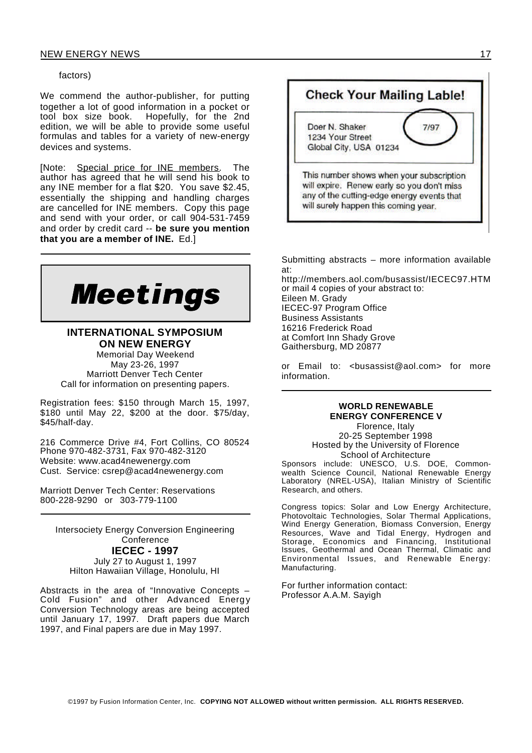factors)

We commend the author-publisher, for putting together a lot of good information in a pocket or tool box size book. Hopefully, for the 2nd edition, we will be able to provide some useful formulas and tables for a variety of new-energy devices and systems.

[Note: Special price for INE members. The author has agreed that he will send his book to any INE member for a flat $20. You save $2.45, essentially the shipping and handling charges are cancelled for INE members. Copy this page and send with your order, or call 904-531-7459 and order by credit card -- **be sure you mention that you are a member of INE.** Ed.]

# *Meetings*

### INTERNATIONAL SYMPOSIUM ON NEW ENERGY

Memorial Day Weekend
May 23-26, 1997
Marriott Denver Tech Center
Call for information on presenting papers.

Registration fees: $150 through March 15, 1997, $180 until May 22, $200 at the door. $75/day, $45/half-day.

216 Commerce Drive #4, Fort Collins, CO 80524
Phone 970-482-3731, Fax 970-482-3120
Website: www.acad4newenergy.com
Cust. Service: csrep@acad4newenergy.com

Marriott Denver Tech Center: Reservations
800-228-9290 or 303-779-1100

Intersociety Energy Conversion Engineering Conference

### IECEC - 1997

July 27 to August 1, 1997
Hilton Hawaiian Village, Honolulu, HI

Abstracts in the area of "Innovative Concepts – Cold Fusion" and other Advanced Energy Conversion Technology areas are being accepted until January 17, 1997. Draft papers due March 1997, and Final papers are due in May 1997.

**Check Your Mailing Lable!**

Doer N. Shaker
1234 Your Street
Global City, USA 01234

7/97

This number shows when your subscription will expire. Renew early so you don't miss any of the cutting-edge energy events that will surely happen this coming year.

Submitting abstracts – more information available at:
http://members.aol.com/busassist/IECEC97.HTM
or mail 4 copies of your abstract to:
Eileen M. Grady
IECEC-97 Program Office
Business Assistants
16216 Frederick Road
at Comfort Inn Shady Grove
Gaithersburg, MD 20877

or Email to: <busassist@aol.com> for more information.

### WORLD RENEWABLE ENERGY CONFERENCE V

Florence, Italy
20-25 September 1998
Hosted by the University of Florence
School of Architecture

Sponsors include: UNESCO, U.S. DOE, Commonwealth Science Council, National Renewable Energy Laboratory (NREL-USA), Italian Ministry of Scientific Research, and others.

Congress topics: Solar and Low Energy Architecture, Photovoltaic Technologies, Solar Thermal Applications, Wind Energy Generation, Biomass Conversion, Energy Resources, Wave and Tidal Energy, Hydrogen and Storage, Economics and Financing, Institutional Issues, Geothermal and Ocean Thermal, Climatic and Environmental Issues, and Renewable Energy: Manufacturing.

For further information contact:
Professor A.A.M. Sayigh

©1997 by Fusion Information Center, Inc. **COPYING NOT ALLOWED without written permission. ALL RIGHTS RESERVED.**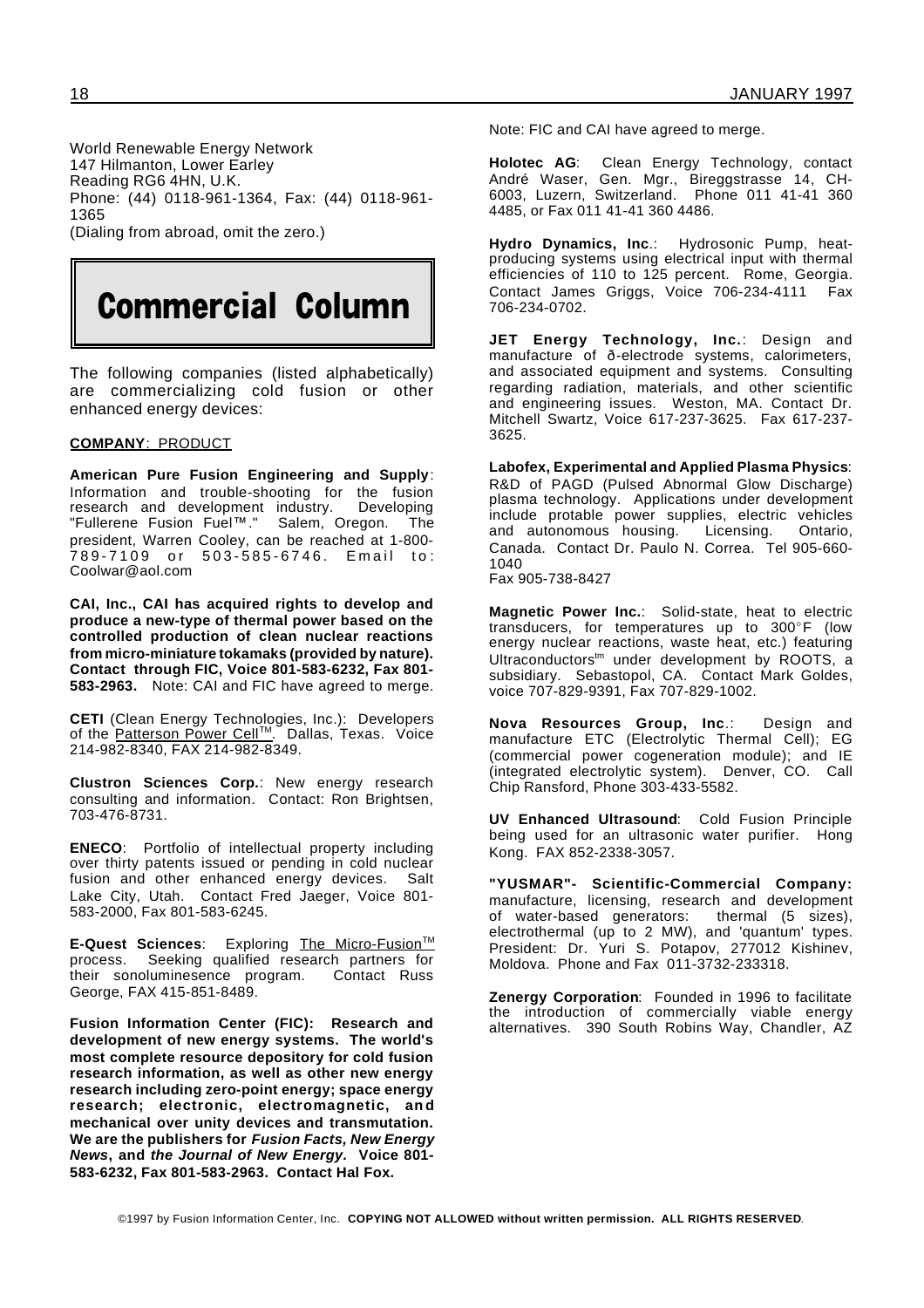World Renewable Energy Network
147 Hilmanton, Lower Earley
Reading RG6 4HN, U.K.
Phone: (44) 0118-961-1364, Fax: (44) 0118-961-1365
(Dialing from abroad, omit the zero.)

# Commercial Column

The following companies (listed alphabetically) are commercializing cold fusion or other enhanced energy devices:

**COMPANY**: PRODUCT

**American Pure Fusion Engineering and Supply**: Information and trouble-shooting for the fusion research and development industry. Developing "Fullerene Fusion Fuel™." Salem, Oregon. The president, Warren Cooley, can be reached at 1-800-789-7109 or 503-585-6746. Email to: Coolwar@aol.com

**CAI, Inc., CAI has acquired rights to develop and produce a new-type of thermal power based on the controlled production of clean nuclear reactions from micro-miniature tokamaks (provided by nature). Contact through FIC, Voice 801-583-6232, Fax 801-583-2963.** Note: CAI and FIC have agreed to merge.

**CETI** (Clean Energy Technologies, Inc.): Developers of the Patterson Power Cell™. Dallas, Texas. Voice 214-982-8340, FAX 214-982-8349.

**Clustron Sciences Corp.**: New energy research consulting and information. Contact: Ron Brightsen, 703-476-8731.

**ENECO**: Portfolio of intellectual property including over thirty patents issued or pending in cold nuclear fusion and other enhanced energy devices. Salt Lake City, Utah. Contact Fred Jaeger, Voice 801-583-2000, Fax 801-583-6245.

**E-Quest Sciences**: Exploring The Micro-Fusion™ process. Seeking qualified research partners for their sonoluminesence program. Contact Russ George, FAX 415-851-8489.

**Fusion Information Center (FIC): Research and development of new energy systems. The world's most complete resource depository for cold fusion research information, as well as other new energy research including zero-point energy; space energy research; electronic, electromagnetic, and mechanical over unity devices and transmutation. We are the publishers for *Fusion Facts, New Energy News*, and *the Journal of New Energy*. Voice 801-583-6232, Fax 801-583-2963. Contact Hal Fox.**

Note: FIC and CAI have agreed to merge.

**Holotec AG**: Clean Energy Technology, contact André Waser, Gen. Mgr., Bireggstrasse 14, CH-6003, Luzern, Switzerland. Phone 011 41-41 360 4485, or Fax 011 41-41 360 4486.

**Hydro Dynamics, Inc.**: Hydrosonic Pump, heat-producing systems using electrical input with thermal efficiencies of 110 to 125 percent. Rome, Georgia. Contact James Griggs, Voice 706-234-4111 Fax 706-234-0702.

**JET Energy Technology, Inc.**: Design and manufacture of ð-electrode systems, calorimeters, and associated equipment and systems. Consulting regarding radiation, materials, and other scientific and engineering issues. Weston, MA. Contact Dr. Mitchell Swartz, Voice 617-237-3625. Fax 617-237-3625.

**Labofex, Experimental and Applied Plasma Physics**: R&D of PAGD (Pulsed Abnormal Glow Discharge) plasma technology. Applications under development include protable power supplies, electric vehicles and autonomous housing. Licensing. Ontario, Canada. Contact Dr. Paulo N. Correa. Tel 905-660-1040
Fax 905-738-8427

**Magnetic Power Inc.**: Solid-state, heat to electric transducers, for temperatures up to 300°F (low energy nuclear reactions, waste heat, etc.) featuring Ultraconductors™ under development by ROOTS, a subsidiary. Sebastopol, CA. Contact Mark Goldes, voice 707-829-9391, Fax 707-829-1002.

**Nova Resources Group, Inc.**: Design and manufacture ETC (Electrolytic Thermal Cell); EG (commercial power cogeneration module); and IE (integrated electrolytic system). Denver, CO. Call Chip Ransford, Phone 303-433-5582.

**UV Enhanced Ultrasound**: Cold Fusion Principle being used for an ultrasonic water purifier. Hong Kong. FAX 852-2338-3057.

**"YUSMAR"- Scientific-Commercial Company:** manufacture, licensing, research and development of water-based generators: thermal (5 sizes), electrothermal (up to 2 MW), and 'quantum' types. President: Dr. Yuri S. Potapov, 277012 Kishinev, Moldova. Phone and Fax 011-3732-233318.

**Zenergy Corporation**: Founded in 1996 to facilitate the introduction of commercially viable energy alternatives. 390 South Robins Way, Chandler, AZ

©1997 by Fusion Information Center, Inc. **COPYING NOT ALLOWED without written permission. ALL RIGHTS RESERVED**.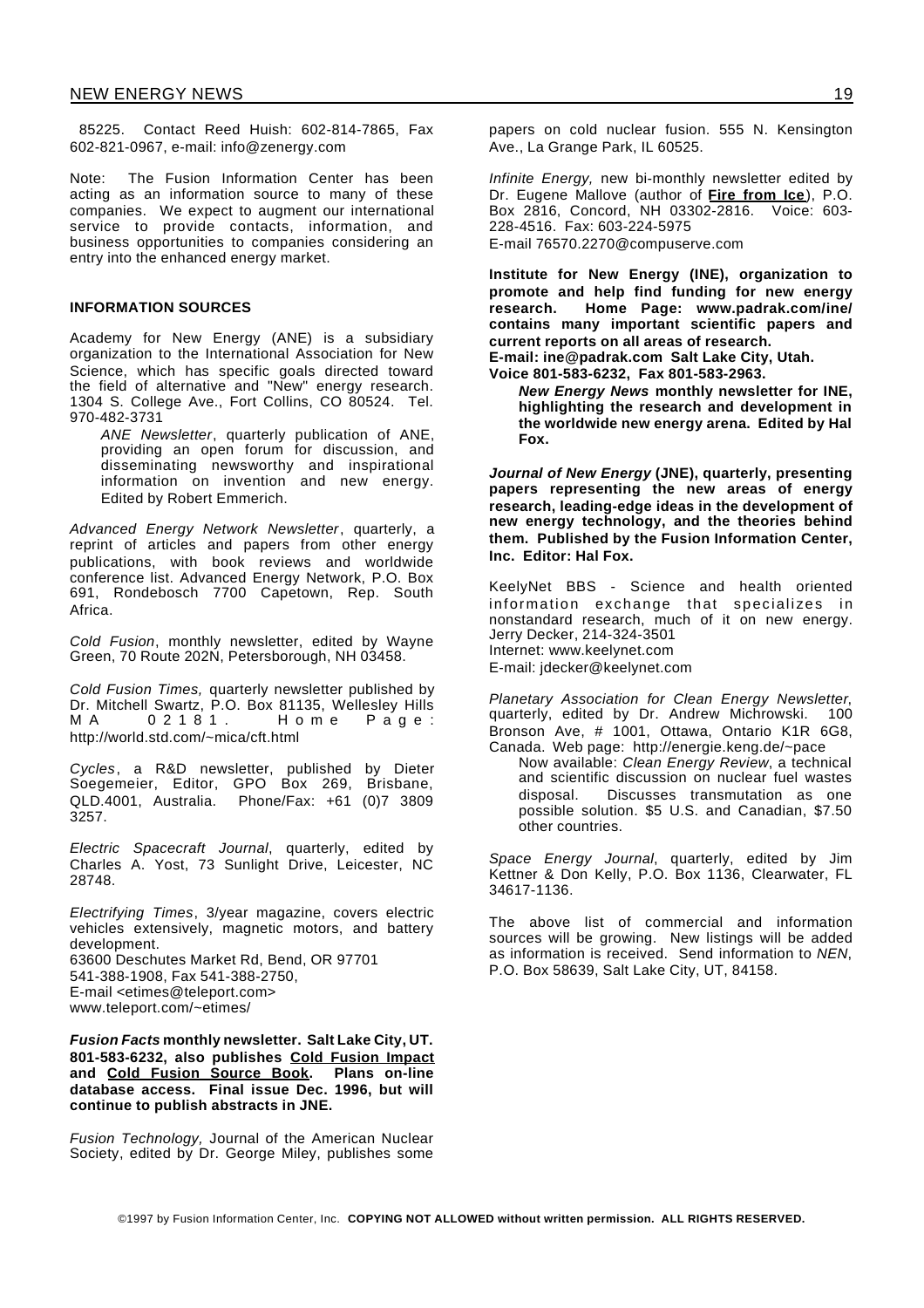85225. Contact Reed Huish: 602-814-7865, Fax 602-821-0967, e-mail: info@zenergy.com

Note: The Fusion Information Center has been acting as an information source to many of these companies. We expect to augment our international service to provide contacts, information, and business opportunities to companies considering an entry into the enhanced energy market.

### INFORMATION SOURCES

Academy for New Energy (ANE) is a subsidiary organization to the International Association for New Science, which has specific goals directed toward the field of alternative and "New" energy research. 1304 S. College Ave., Fort Collins, CO 80524. Tel. 970-482-3731

*ANE Newsletter*, quarterly publication of ANE, providing an open forum for discussion, and disseminating newsworthy and inspirational information on invention and new energy. Edited by Robert Emmerich.

*Advanced Energy Network Newsletter*, quarterly, a reprint of articles and papers from other energy publications, with book reviews and worldwide conference list. Advanced Energy Network, P.O. Box 691, Rondebosch 7700 Capetown, Rep. South Africa.

*Cold Fusion*, monthly newsletter, edited by Wayne Green, 70 Route 202N, Petersborough, NH 03458.

*Cold Fusion Times,* quarterly newsletter published by Dr. Mitchell Swartz, P.O. Box 81135, Wellesley Hills MA 02181. Home Page: http://world.std.com/~mica/cft.html

*Cycles*, a R&D newsletter, published by Dieter Soegemeier, Editor, GPO Box 269, Brisbane, QLD.4001, Australia. Phone/Fax: +61 (0)7 3809 3257.

*Electric Spacecraft Journal*, quarterly, edited by Charles A. Yost, 73 Sunlight Drive, Leicester, NC 28748.

*Electrifying Times*, 3/year magazine, covers electric vehicles extensively, magnetic motors, and battery development.
63600 Deschutes Market Rd, Bend, OR 97701
541-388-1908, Fax 541-388-2750,
E-mail <etimes@teleport.com>
www.teleport.com/~etimes/

***Fusion Facts* monthly newsletter. Salt Lake City, UT. 801-583-6232, also publishes Cold Fusion Impact and Cold Fusion Source Book. Plans on-line database access. Final issue Dec. 1996, but will continue to publish abstracts in JNE.**

*Fusion Technology,* Journal of the American Nuclear Society, edited by Dr. George Miley, publishes some papers on cold nuclear fusion. 555 N. Kensington Ave., La Grange Park, IL 60525.

*Infinite Energy,* new bi-monthly newsletter edited by Dr. Eugene Mallove (author of **Fire from Ice**), P.O. Box 2816, Concord, NH 03302-2816. Voice: 603-228-4516. Fax: 603-224-5975
E-mail 76570.2270@compuserve.com

**Institute for New Energy (INE), organization to promote and help find funding for new energy research. Home Page: www.padrak.com/ine/ contains many important scientific papers and current reports on all areas of research.**
**E-mail: ine@padrak.com Salt Lake City, Utah.**
**Voice 801-583-6232, Fax 801-583-2963.**

***New Energy News* monthly newsletter for INE, highlighting the research and development in the worldwide new energy arena. Edited by Hal Fox.**

***Journal of New Energy* (JNE), quarterly, presenting papers representing the new areas of energy research, leading-edge ideas in the development of new energy technology, and the theories behind them. Published by the Fusion Information Center, Inc. Editor: Hal Fox.**

KeelyNet BBS - Science and health oriented information exchange that specializes in nonstandard research, much of it on new energy. Jerry Decker, 214-324-3501
Internet: www.keelynet.com
E-mail: jdecker@keelynet.com

*Planetary Association for Clean Energy Newsletter*, quarterly, edited by Dr. Andrew Michrowski. 100 Bronson Ave, # 1001, Ottawa, Ontario K1R 6G8, Canada. Web page: http://energie.keng.de/~pace

Now available: *Clean Energy Review*, a technical and scientific discussion on nuclear fuel wastes disposal. Discusses transmutation as one possible solution. $5 U.S. and Canadian, $7.50 other countries.

*Space Energy Journal*, quarterly, edited by Jim Kettner & Don Kelly, P.O. Box 1136, Clearwater, FL 34617-1136.

The above list of commercial and information sources will be growing. New listings will be added as information is received. Send information to *NEN*, P.O. Box 58639, Salt Lake City, UT, 84158.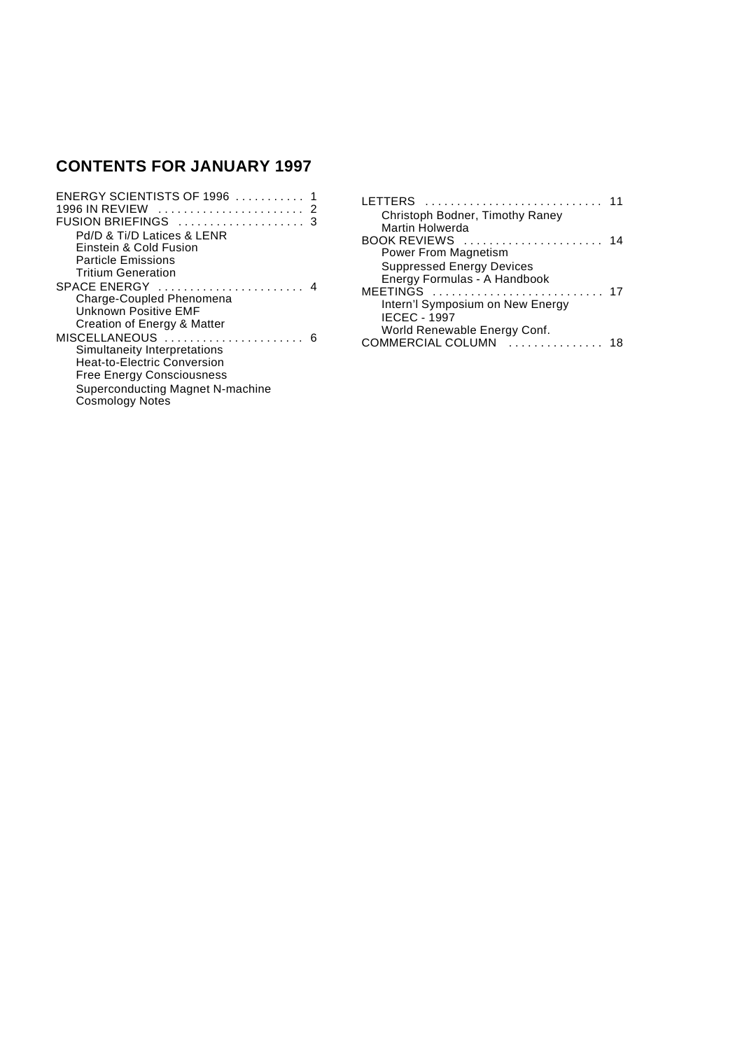## CONTENTS FOR JANUARY 1997

ENERGY SCIENTISTS OF 1996 . . . . . . . . . . . 1
1996 IN REVIEW . . . . . . . . . . . . . . . . . . . . . . . 2
FUSION BRIEFINGS . . . . . . . . . . . . . . . . . . . . 3
- Pd/D & Ti/D Latices & LENR
- Einstein & Cold Fusion
- Particle Emissions
- Tritium Generation

SPACE ENERGY . . . . . . . . . . . . . . . . . . . . . . . 4
- Charge-Coupled Phenomena
- Unknown Positive EMF
- Creation of Energy & Matter

MISCELLANEOUS . . . . . . . . . . . . . . . . . . . . . . 6
- Simultaneity Interpretations
- Heat-to-Electric Conversion
- Free Energy Consciousness
- Superconducting Magnet N-machine
- Cosmology Notes

LETTERS . . . . . . . . . . . . . . . . . . . . . . . . . . . . 11
- Christoph Bodner, Timothy Raney
- Martin Holwerda

BOOK REVIEWS . . . . . . . . . . . . . . . . . . . . . . 14
- Power From Magnetism
- Suppressed Energy Devices
- Energy Formulas - A Handbook

MEETINGS . . . . . . . . . . . . . . . . . . . . . . . . . . . 17
- Intern'l Symposium on New Energy
- IECEC - 1997
- World Renewable Energy Conf.

COMMERCIAL COLUMN . . . . . . . . . . . . . . . 18